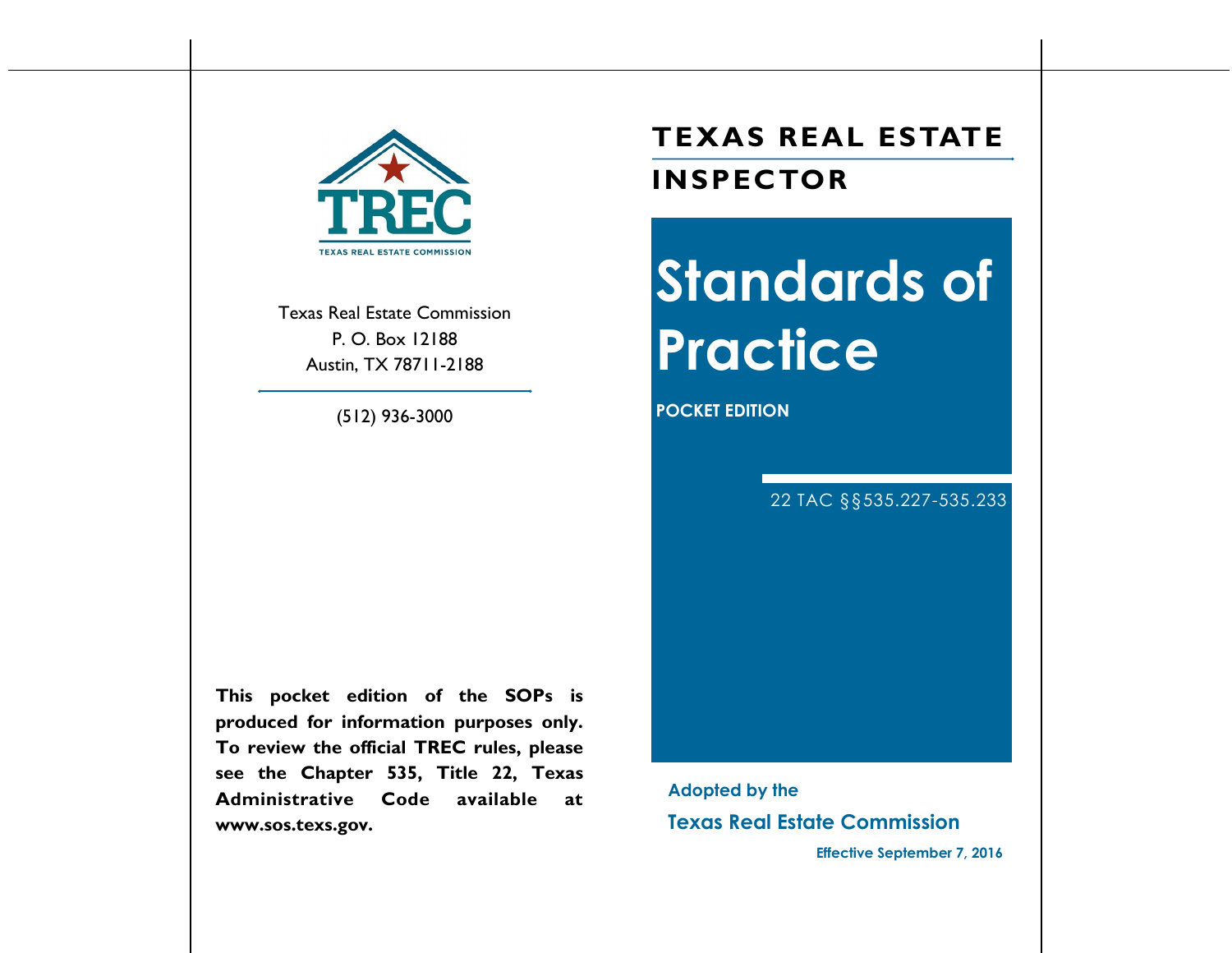TREC

TEXAS REAL ESTATE COMMISSION

Texas Real Estate Commission
P. O. Box 12188
Austin, TX 78711-2188

(512) 936-3000

**This pocket edition of the SOPs is produced for information purposes only. To review the official TREC rules, please see the Chapter 535, Title 22, Texas Administrative Code available at www.sos.texs.gov.**

# TEXAS REAL ESTATE INSPECTOR

# Standards of Practice

**POCKET EDITION**

22 TAC §§535.227-535.233

**Adopted by the**

**Texas Real Estate Commission**

**Effective September 7, 2016**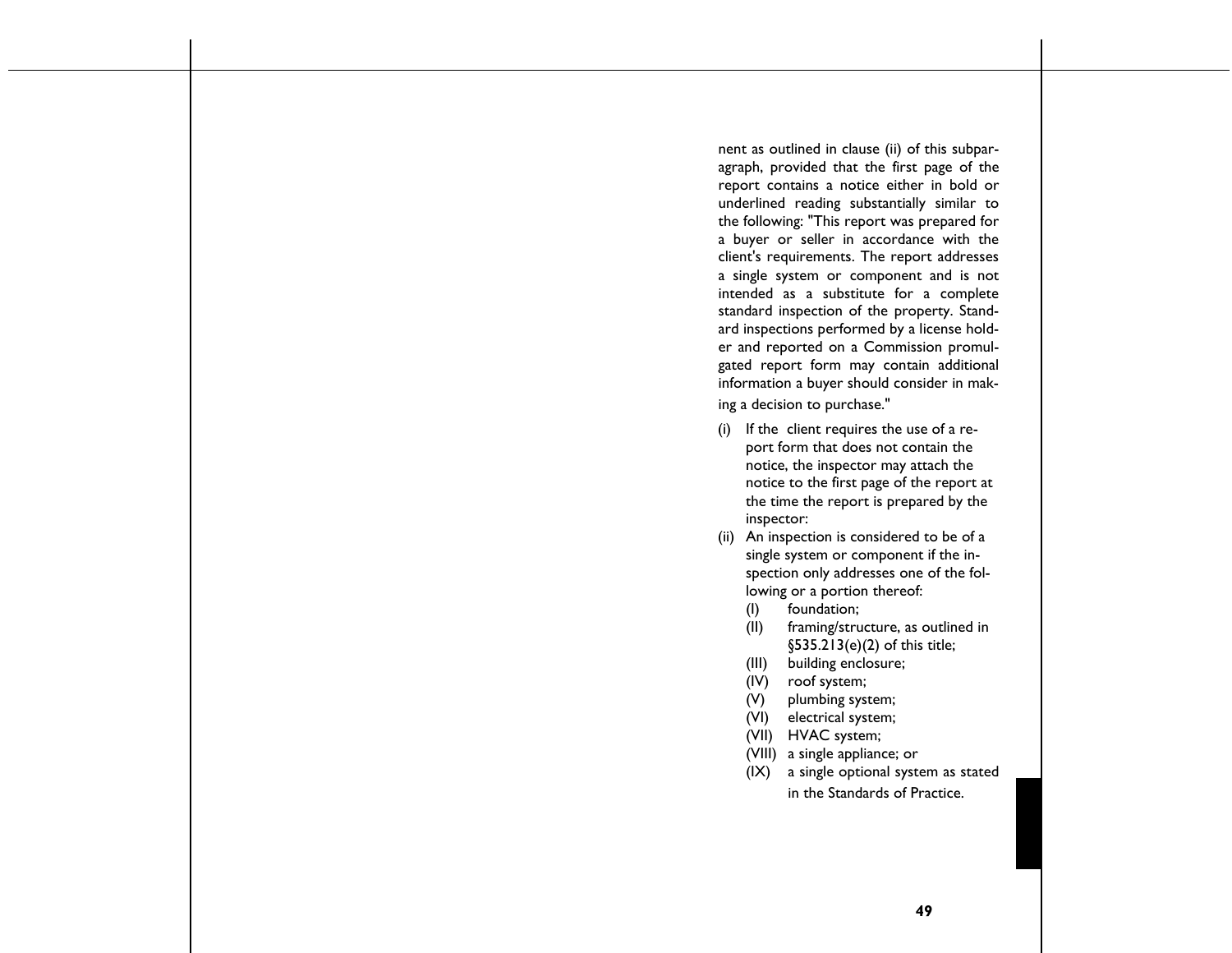nent as outlined in clause (ii) of this subparagraph, provided that the first page of the report contains a notice either in bold or underlined reading substantially similar to the following: "This report was prepared for a buyer or seller in accordance with the client's requirements. The report addresses a single system or component and is not intended as a substitute for a complete standard inspection of the property. Standard inspections performed by a license holder and reported on a Commission promulgated report form may contain additional information a buyer should consider in making a decision to purchase."

(i) If the client requires the use of a report form that does not contain the notice, the inspector may attach the notice to the first page of the report at the time the report is prepared by the inspector:

(ii) An inspection is considered to be of a single system or component if the inspection only addresses one of the following or a portion thereof:

- (I) foundation;
- (II) framing/structure, as outlined in §535.213(e)(2) of this title;
- (III) building enclosure;
- (IV) roof system;
- (V) plumbing system;
- (VI) electrical system;
- (VII) HVAC system;
- (VIII) a single appliance; or
- (IX) a single optional system as stated in the Standards of Practice.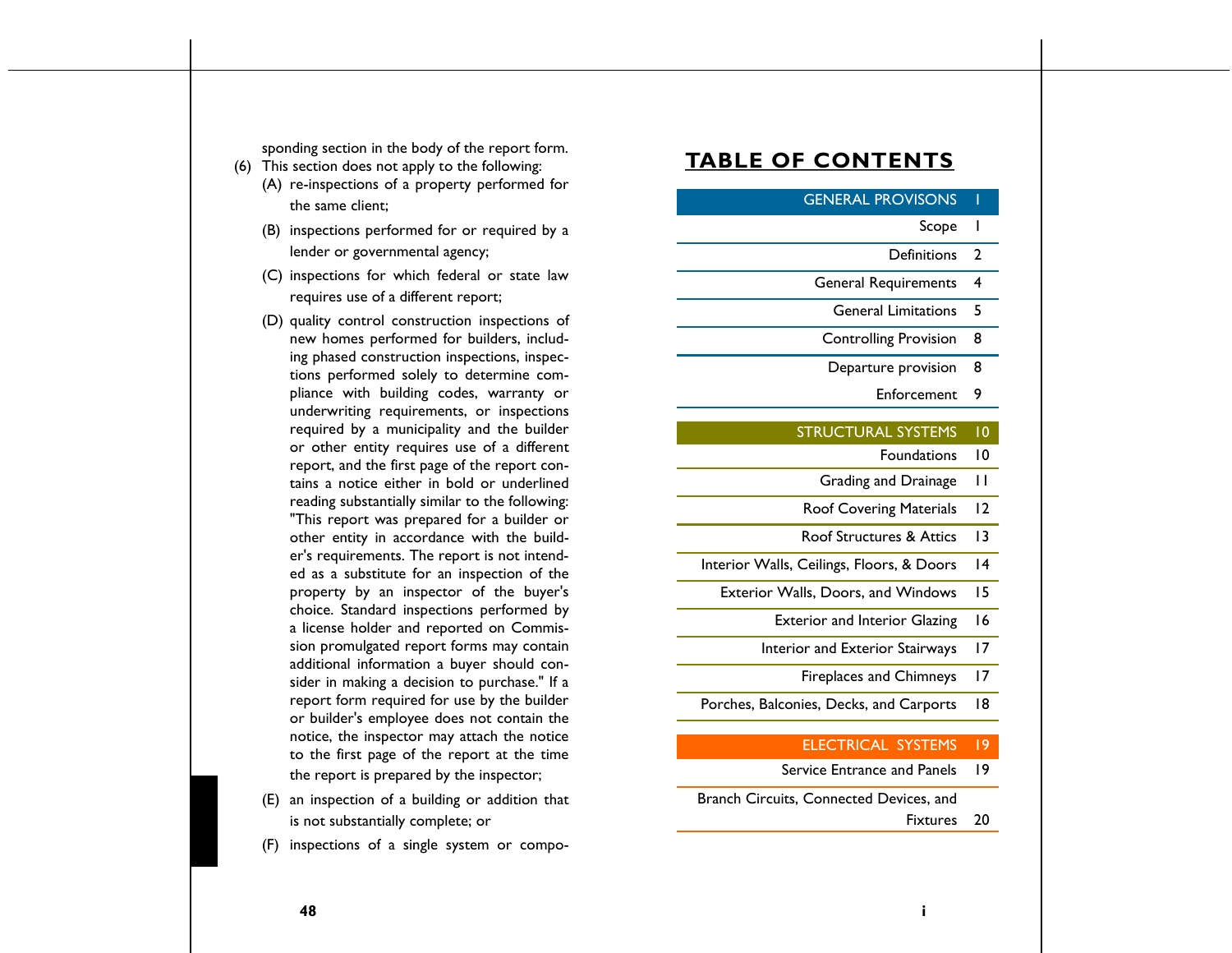sponding section in the body of the report form.

(6) This section does not apply to the following:

(A) re-inspections of a property performed for the same client;

(B) inspections performed for or required by a lender or governmental agency;

(C) inspections for which federal or state law requires use of a different report;

(D) quality control construction inspections of new homes performed for builders, including phased construction inspections, inspections performed solely to determine compliance with building codes, warranty or underwriting requirements, or inspections required by a municipality and the builder or other entity requires use of a different report, and the first page of the report contains a notice either in bold or underlined reading substantially similar to the following: "This report was prepared for a builder or other entity in accordance with the builder's requirements. The report is not intended as a substitute for an inspection of the property by an inspector of the buyer's choice. Standard inspections performed by a license holder and reported on Commission promulgated report forms may contain additional information a buyer should consider in making a decision to purchase." If a report form required for use by the builder or builder's employee does not contain the notice, the inspector may attach the notice to the first page of the report at the time the report is prepared by the inspector;

(E) an inspection of a building or addition that is not substantially complete; or

(F) inspections of a single system or compo-

# TABLE OF CONTENTS

| Section | Page |
|---|---|
| **GENERAL PROVISONS** | **1** |
| Scope | 1 |
| Definitions | 2 |
| General Requirements | 4 |
| General Limitations | 5 |
| Controlling Provision | 8 |
| Departure provision | 8 |
| Enforcement | 9 |
| **STRUCTURAL SYSTEMS** | **10** |
| Foundations | 10 |
| Grading and Drainage | 11 |
| Roof Covering Materials | 12 |
| Roof Structures & Attics | 13 |
| Interior Walls, Ceilings, Floors, & Doors | 14 |
| Exterior Walls, Doors, and Windows | 15 |
| Exterior and Interior Glazing | 16 |
| Interior and Exterior Stairways | 17 |
| Fireplaces and Chimneys | 17 |
| Porches, Balconies, Decks, and Carports | 18 |
| **ELECTRICAL SYSTEMS** | **19** |
| Service Entrance and Panels | 19 |
| Branch Circuits, Connected Devices, and Fixtures | 20 |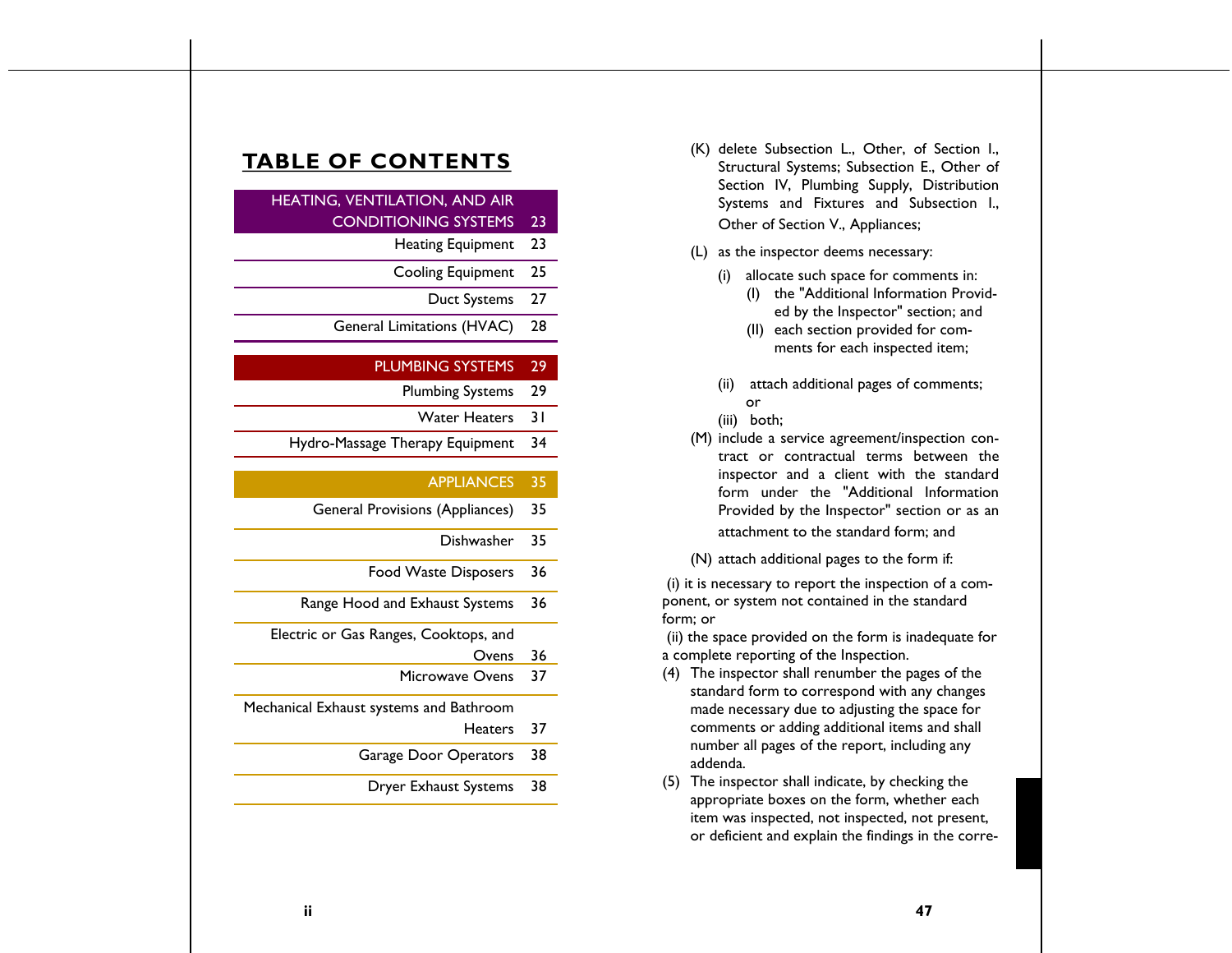## TABLE OF CONTENTS

| Section | Page |
|---|---|
| **HEATING, VENTILATION, AND AIR CONDITIONING SYSTEMS** | **23** |
| Heating Equipment | 23 |
| Cooling Equipment | 25 |
| Duct Systems | 27 |
| General Limitations (HVAC) | 28 |
| **PLUMBING SYSTEMS** | **29** |
| Plumbing Systems | 29 |
| Water Heaters | 31 |
| Hydro-Massage Therapy Equipment | 34 |
| **APPLIANCES** | **35** |
| General Provisions (Appliances) | 35 |
| Dishwasher | 35 |
| Food Waste Disposers | 36 |
| Range Hood and Exhaust Systems | 36 |
| Electric or Gas Ranges, Cooktops, and Ovens | 36 |
| Microwave Ovens | 37 |
| Mechanical Exhaust systems and Bathroom Heaters | 37 |
| Garage Door Operators | 38 |
| Dryer Exhaust Systems | 38 |

(K) delete Subsection L., Other, of Section I., Structural Systems; Subsection E., Other of Section IV, Plumbing Supply, Distribution Systems and Fixtures and Subsection I., Other of Section V., Appliances;

(L) as the inspector deems necessary:

- (i) allocate such space for comments in:
  - (I) the "Additional Information Provided by the Inspector" section; and
  - (II) each section provided for comments for each inspected item;
- (ii) attach additional pages of comments; or
- (iii) both;

(M) include a service agreement/inspection contract or contractual terms between the inspector and a client with the standard form under the "Additional Information Provided by the Inspector" section or as an attachment to the standard form; and

(N) attach additional pages to the form if:

(i) it is necessary to report the inspection of a component, or system not contained in the standard form; or

(ii) the space provided on the form is inadequate for a complete reporting of the Inspection.

(4) The inspector shall renumber the pages of the standard form to correspond with any changes made necessary due to adjusting the space for comments or adding additional items and shall number all pages of the report, including any addenda.

(5) The inspector shall indicate, by checking the appropriate boxes on the form, whether each item was inspected, not inspected, not present, or deficient and explain the findings in the corre-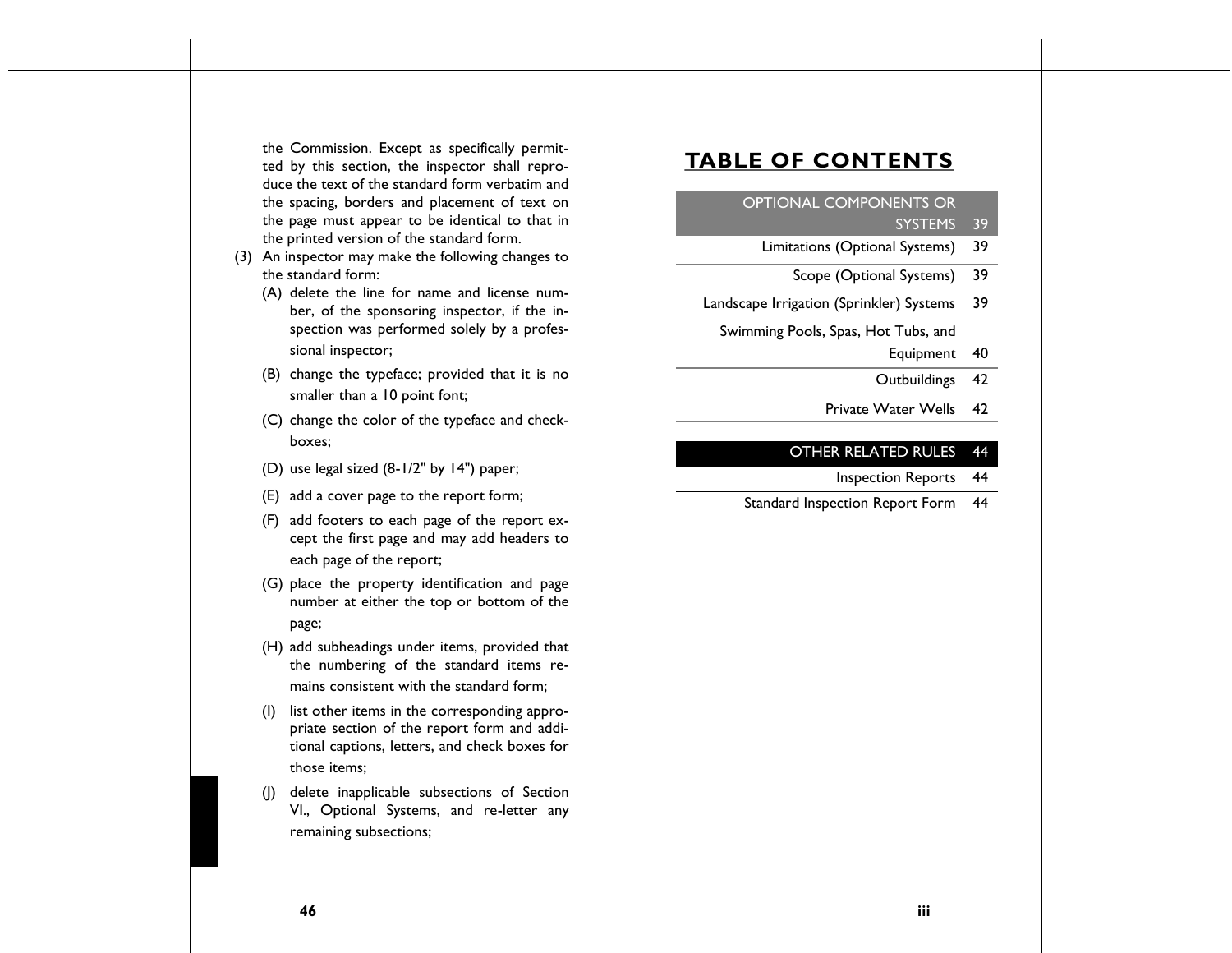the Commission. Except as specifically permitted by this section, the inspector shall reproduce the text of the standard form verbatim and the spacing, borders and placement of text on the page must appear to be identical to that in the printed version of the standard form.

(3) An inspector may make the following changes to the standard form:

   (A) delete the line for name and license number, of the sponsoring inspector, if the inspection was performed solely by a professional inspector;

   (B) change the typeface; provided that it is no smaller than a 10 point font;

   (C) change the color of the typeface and checkboxes;

   (D) use legal sized (8-1/2" by 14") paper;

   (E) add a cover page to the report form;

   (F) add footers to each page of the report except the first page and may add headers to each page of the report;

   (G) place the property identification and page number at either the top or bottom of the page;

   (H) add subheadings under items, provided that the numbering of the standard items remains consistent with the standard form;

   (I) list other items in the corresponding appropriate section of the report form and additional captions, letters, and check boxes for those items;

   (J) delete inapplicable subsections of Section VI., Optional Systems, and re-letter any remaining subsections;

# TABLE OF CONTENTS

| Section | Page |
|---|---|
| **OPTIONAL COMPONENTS OR SYSTEMS** | **39** |
| Limitations (Optional Systems) | 39 |
| Scope (Optional Systems) | 39 |
| Landscape Irrigation (Sprinkler) Systems | 39 |
| Swimming Pools, Spas, Hot Tubs, and Equipment | 40 |
| Outbuildings | 42 |
| Private Water Wells | 42 |
| **OTHER RELATED RULES** | **44** |
| Inspection Reports | 44 |
| Standard Inspection Report Form | 44 |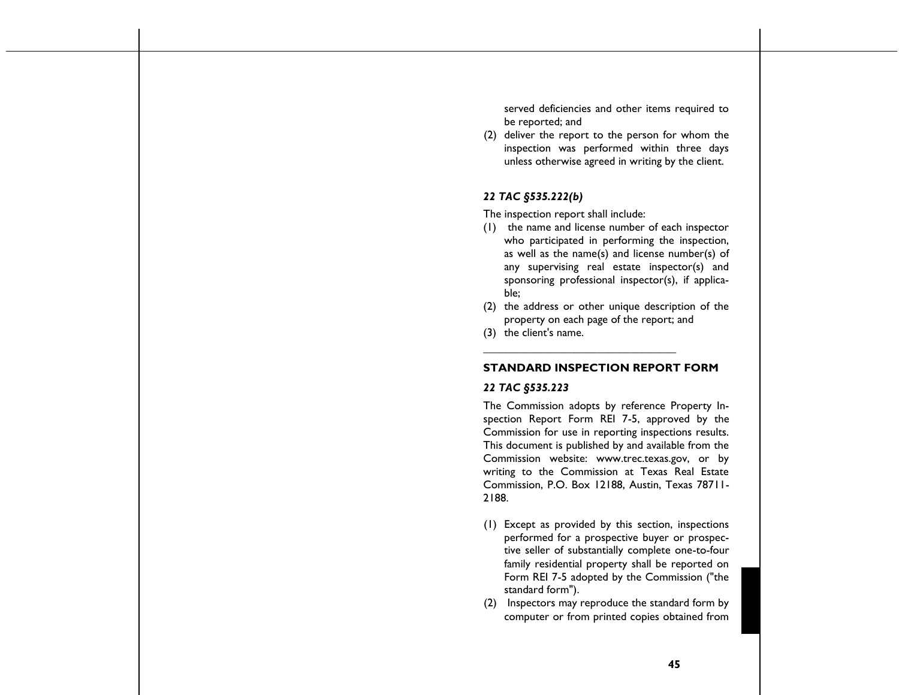served deficiencies and other items required to be reported; and

(2) deliver the report to the person for whom the inspection was performed within three days unless otherwise agreed in writing by the client.

***22 TAC §535.222(b)***

The inspection report shall include:

(1) the name and license number of each inspector who participated in performing the inspection, as well as the name(s) and license number(s) of any supervising real estate inspector(s) and sponsoring professional inspector(s), if applicable;

(2) the address or other unique description of the property on each page of the report; and

(3) the client's name.

---

## STANDARD INSPECTION REPORT FORM

***22 TAC §535.223***

The Commission adopts by reference Property Inspection Report Form REI 7-5, approved by the Commission for use in reporting inspections results. This document is published by and available from the Commission website: www.trec.texas.gov, or by writing to the Commission at Texas Real Estate Commission, P.O. Box 12188, Austin, Texas 78711-2188.

(1) Except as provided by this section, inspections performed for a prospective buyer or prospective seller of substantially complete one-to-four family residential property shall be reported on Form REI 7-5 adopted by the Commission ("the standard form").

(2) Inspectors may reproduce the standard form by computer or from printed copies obtained from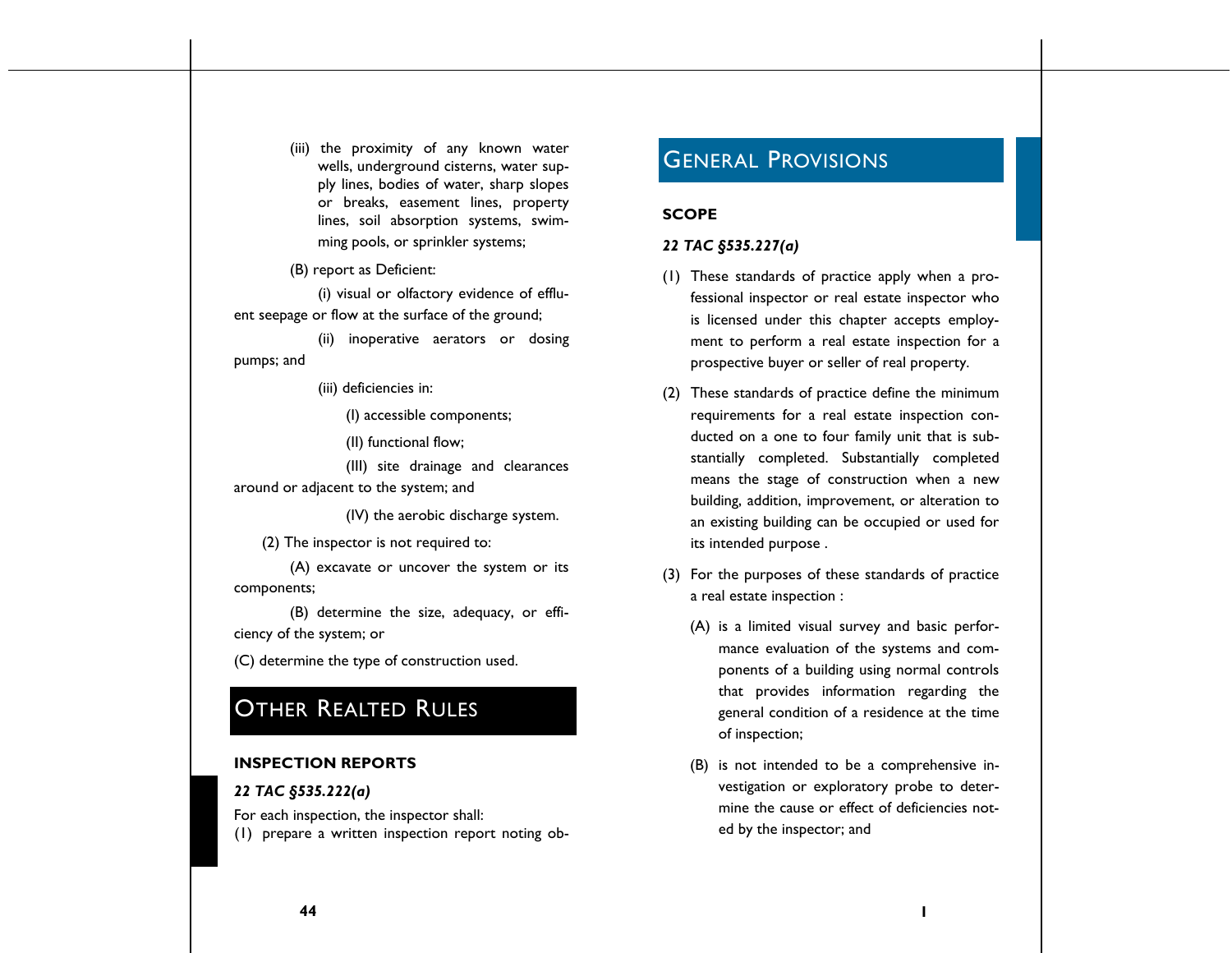(iii) the proximity of any known water wells, underground cisterns, water supply lines, bodies of water, sharp slopes or breaks, easement lines, property lines, soil absorption systems, swimming pools, or sprinkler systems;

(B) report as Deficient:

(i) visual or olfactory evidence of effluent seepage or flow at the surface of the ground;

(ii) inoperative aerators or dosing pumps; and

(iii) deficiencies in:

(I) accessible components;

(II) functional flow;

(III) site drainage and clearances around or adjacent to the system; and

(IV) the aerobic discharge system.

(2) The inspector is not required to:

(A) excavate or uncover the system or its components;

(B) determine the size, adequacy, or efficiency of the system; or

(C) determine the type of construction used.

# Other Realted Rules

**INSPECTION REPORTS**

***22 TAC §535.222(a)***

For each inspection, the inspector shall:

(1) prepare a written inspection report noting ob-

# General Provisions

**SCOPE**

***22 TAC §535.227(a)***

(1) These standards of practice apply when a professional inspector or real estate inspector who is licensed under this chapter accepts employment to perform a real estate inspection for a prospective buyer or seller of real property.

(2) These standards of practice define the minimum requirements for a real estate inspection conducted on a one to four family unit that is substantially completed. Substantially completed means the stage of construction when a new building, addition, improvement, or alteration to an existing building can be occupied or used for its intended purpose .

(3) For the purposes of these standards of practice a real estate inspection :

(A) is a limited visual survey and basic performance evaluation of the systems and components of a building using normal controls that provides information regarding the general condition of a residence at the time of inspection;

(B) is not intended to be a comprehensive investigation or exploratory probe to determine the cause or effect of deficiencies noted by the inspector; and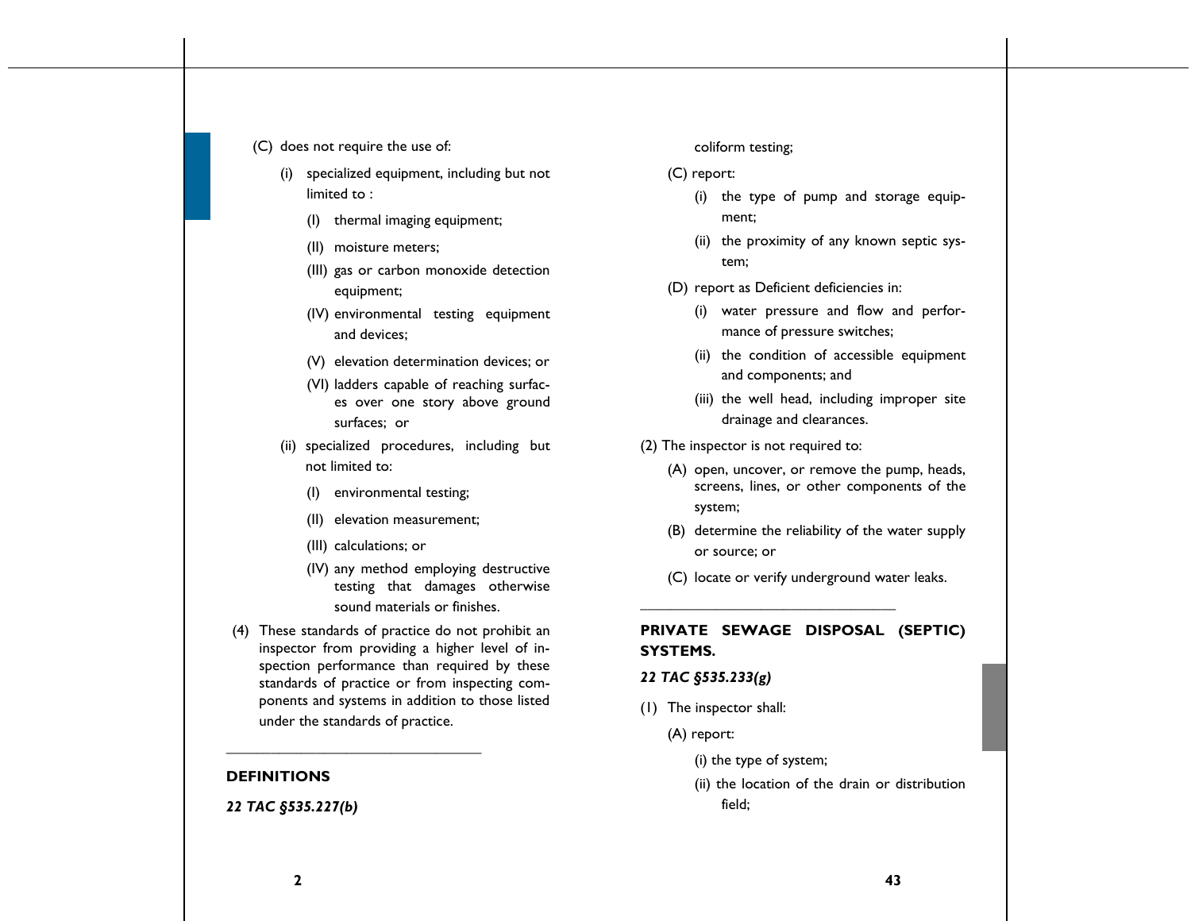(C) does not require the use of:

(i) specialized equipment, including but not limited to :

(I) thermal imaging equipment;

(II) moisture meters;

(III) gas or carbon monoxide detection equipment;

(IV) environmental testing equipment and devices;

(V) elevation determination devices; or

(VI) ladders capable of reaching surfaces over one story above ground surfaces; or

(ii) specialized procedures, including but not limited to:

(I) environmental testing;

(II) elevation measurement;

(III) calculations; or

(IV) any method employing destructive testing that damages otherwise sound materials or finishes.

(4) These standards of practice do not prohibit an inspector from providing a higher level of inspection performance than required by these standards of practice or from inspecting components and systems in addition to those listed under the standards of practice.

---

**DEFINITIONS**

***22 TAC §535.227(b)***

coliform testing;

(C) report:

(i) the type of pump and storage equipment;

(ii) the proximity of any known septic system;

(D) report as Deficient deficiencies in:

(i) water pressure and flow and performance of pressure switches;

(ii) the condition of accessible equipment and components; and

(iii) the well head, including improper site drainage and clearances.

(2) The inspector is not required to:

(A) open, uncover, or remove the pump, heads, screens, lines, or other components of the system;

(B) determine the reliability of the water supply or source; or

(C) locate or verify underground water leaks.

---

**PRIVATE SEWAGE DISPOSAL (SEPTIC) SYSTEMS.**

***22 TAC §535.233(g)***

(1) The inspector shall:

(A) report:

(i) the type of system;

(ii) the location of the drain or distribution field;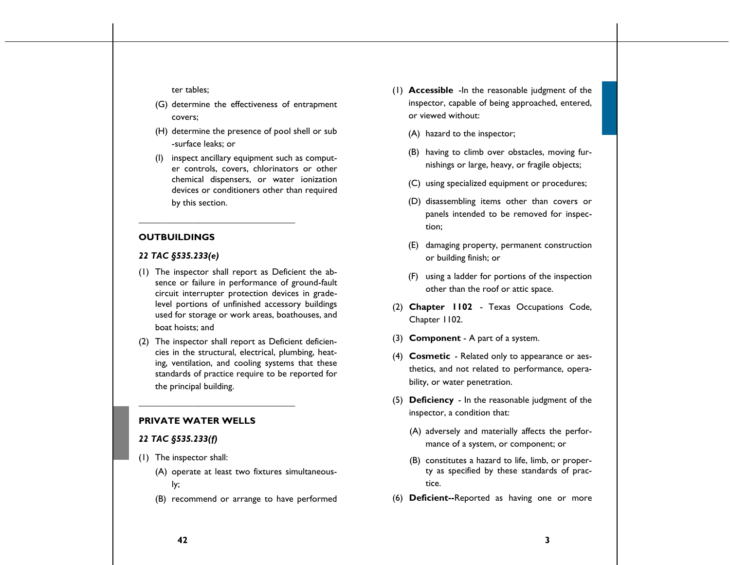ter tables;

(G) determine the effectiveness of entrapment covers;

(H) determine the presence of pool shell or sub-surface leaks; or

(I) inspect ancillary equipment such as computer controls, covers, chlorinators or other chemical dispensers, or water ionization devices or conditioners other than required by this section.

---

## OUTBUILDINGS

***22 TAC §535.233(e)***

(1) The inspector shall report as Deficient the absence or failure in performance of ground-fault circuit interrupter protection devices in grade-level portions of unfinished accessory buildings used for storage or work areas, boathouses, and boat hoists; and

(2) The inspector shall report as Deficient deficiencies in the structural, electrical, plumbing, heating, ventilation, and cooling systems that these standards of practice require to be reported for the principal building.

---

## PRIVATE WATER WELLS

***22 TAC §535.233(f)***

(1) The inspector shall:

- (A) operate at least two fixtures simultaneously;
- (B) recommend or arrange to have performed

(1) **Accessible** -In the reasonable judgment of the inspector, capable of being approached, entered, or viewed without:

- (A) hazard to the inspector;
- (B) having to climb over obstacles, moving furnishings or large, heavy, or fragile objects;
- (C) using specialized equipment or procedures;
- (D) disassembling items other than covers or panels intended to be removed for inspection;
- (E) damaging property, permanent construction or building finish; or
- (F) using a ladder for portions of the inspection other than the roof or attic space.

(2) **Chapter 1102** - Texas Occupations Code, Chapter 1102.

(3) **Component** - A part of a system.

(4) **Cosmetic** - Related only to appearance or aesthetics, and not related to performance, operability, or water penetration.

(5) **Deficiency** - In the reasonable judgment of the inspector, a condition that:

- (A) adversely and materially affects the performance of a system, or component; or
- (B) constitutes a hazard to life, limb, or property as specified by these standards of practice.

(6) **Deficient--**Reported as having one or more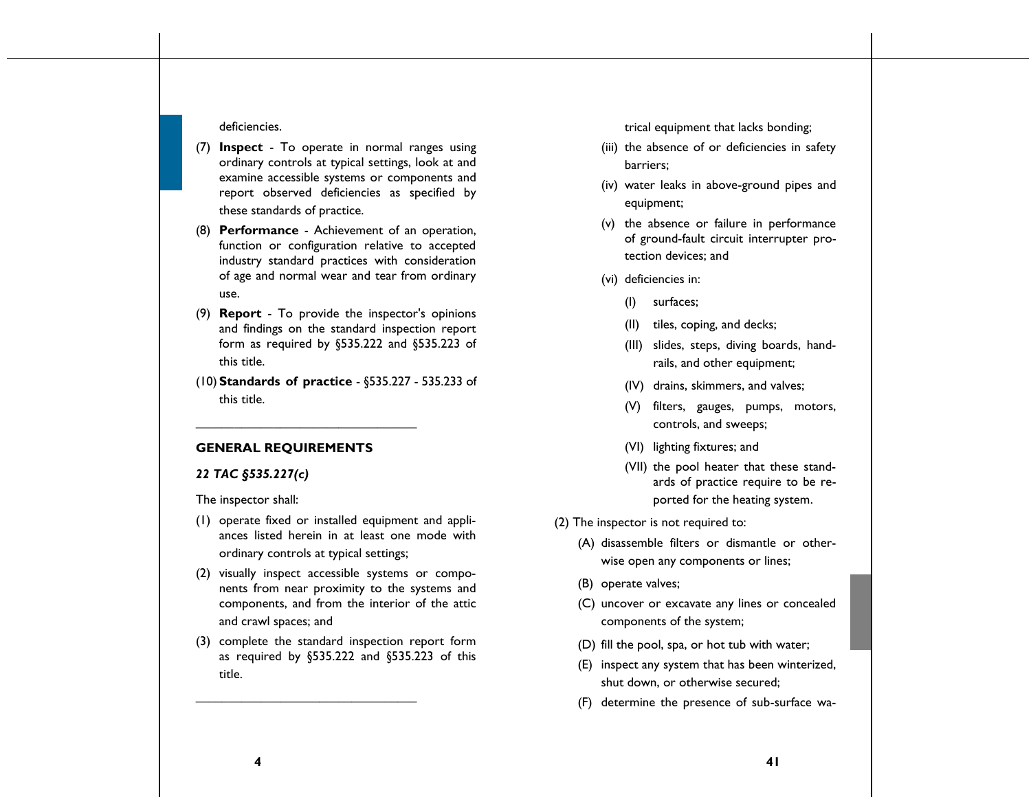deficiencies.

(7) **Inspect** - To operate in normal ranges using ordinary controls at typical settings, look at and examine accessible systems or components and report observed deficiencies as specified by these standards of practice.

(8) **Performance** - Achievement of an operation, function or configuration relative to accepted industry standard practices with consideration of age and normal wear and tear from ordinary use.

(9) **Report** - To provide the inspector's opinions and findings on the standard inspection report form as required by §535.222 and §535.223 of this title.

(10) **Standards of practice** - §535.227 - 535.233 of this title.

---

## GENERAL REQUIREMENTS

### *22 TAC §535.227(c)*

The inspector shall:

(1) operate fixed or installed equipment and appliances listed herein in at least one mode with ordinary controls at typical settings;

(2) visually inspect accessible systems or components from near proximity to the systems and components, and from the interior of the attic and crawl spaces; and

(3) complete the standard inspection report form as required by §535.222 and §535.223 of this title.

---

trical equipment that lacks bonding;

(iii) the absence of or deficiencies in safety barriers;

(iv) water leaks in above-ground pipes and equipment;

(v) the absence or failure in performance of ground-fault circuit interrupter protection devices; and

(vi) deficiencies in:

- (I) surfaces;
- (II) tiles, coping, and decks;
- (III) slides, steps, diving boards, handrails, and other equipment;
- (IV) drains, skimmers, and valves;
- (V) filters, gauges, pumps, motors, controls, and sweeps;
- (VI) lighting fixtures; and
- (VII) the pool heater that these standards of practice require to be reported for the heating system.

(2) The inspector is not required to:

(A) disassemble filters or dismantle or otherwise open any components or lines;

(B) operate valves;

(C) uncover or excavate any lines or concealed components of the system;

(D) fill the pool, spa, or hot tub with water;

(E) inspect any system that has been winterized, shut down, or otherwise secured;

(F) determine the presence of sub-surface wa-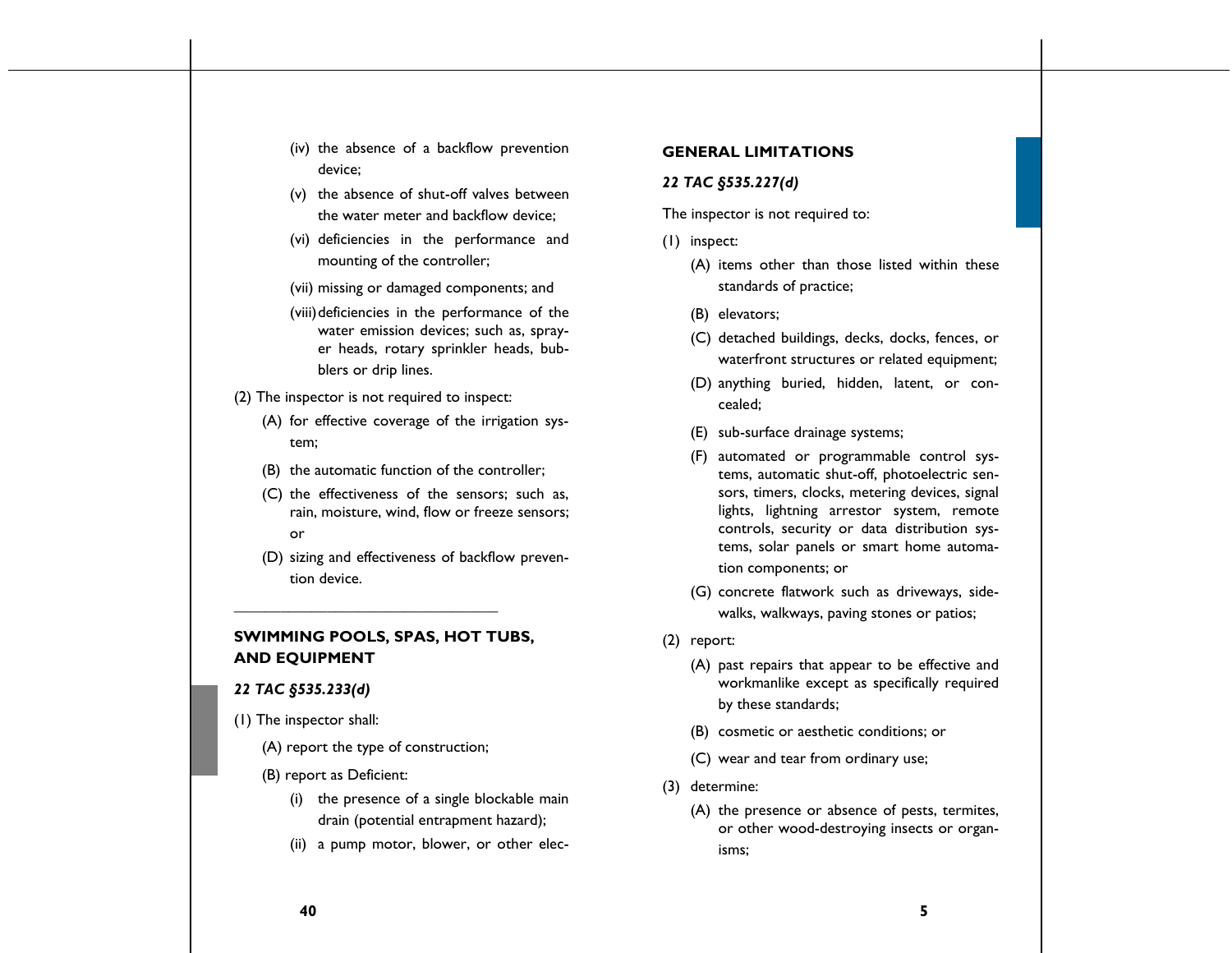(iv) the absence of a backflow prevention device;

(v) the absence of shut-off valves between the water meter and backflow device;

(vi) deficiencies in the performance and mounting of the controller;

(vii) missing or damaged components; and

(viii) deficiencies in the performance of the water emission devices; such as, sprayer heads, rotary sprinkler heads, bubblers or drip lines.

(2) The inspector is not required to inspect:

(A) for effective coverage of the irrigation system;

(B) the automatic function of the controller;

(C) the effectiveness of the sensors; such as, rain, moisture, wind, flow or freeze sensors; or

(D) sizing and effectiveness of backflow prevention device.

---

## SWIMMING POOLS, SPAS, HOT TUBS, AND EQUIPMENT

***22 TAC §535.233(d)***

(1) The inspector shall:

(A) report the type of construction;

(B) report as Deficient:

(i) the presence of a single blockable main drain (potential entrapment hazard);

(ii) a pump motor, blower, or other elec-

## GENERAL LIMITATIONS

***22 TAC §535.227(d)***

The inspector is not required to:

(1) inspect:

(A) items other than those listed within these standards of practice;

(B) elevators;

(C) detached buildings, decks, docks, fences, or waterfront structures or related equipment;

(D) anything buried, hidden, latent, or concealed;

(E) sub-surface drainage systems;

(F) automated or programmable control systems, automatic shut-off, photoelectric sensors, timers, clocks, metering devices, signal lights, lightning arrestor system, remote controls, security or data distribution systems, solar panels or smart home automation components; or

(G) concrete flatwork such as driveways, sidewalks, walkways, paving stones or patios;

(2) report:

(A) past repairs that appear to be effective and workmanlike except as specifically required by these standards;

(B) cosmetic or aesthetic conditions; or

(C) wear and tear from ordinary use;

(3) determine:

(A) the presence or absence of pests, termites, or other wood-destroying insects or organisms;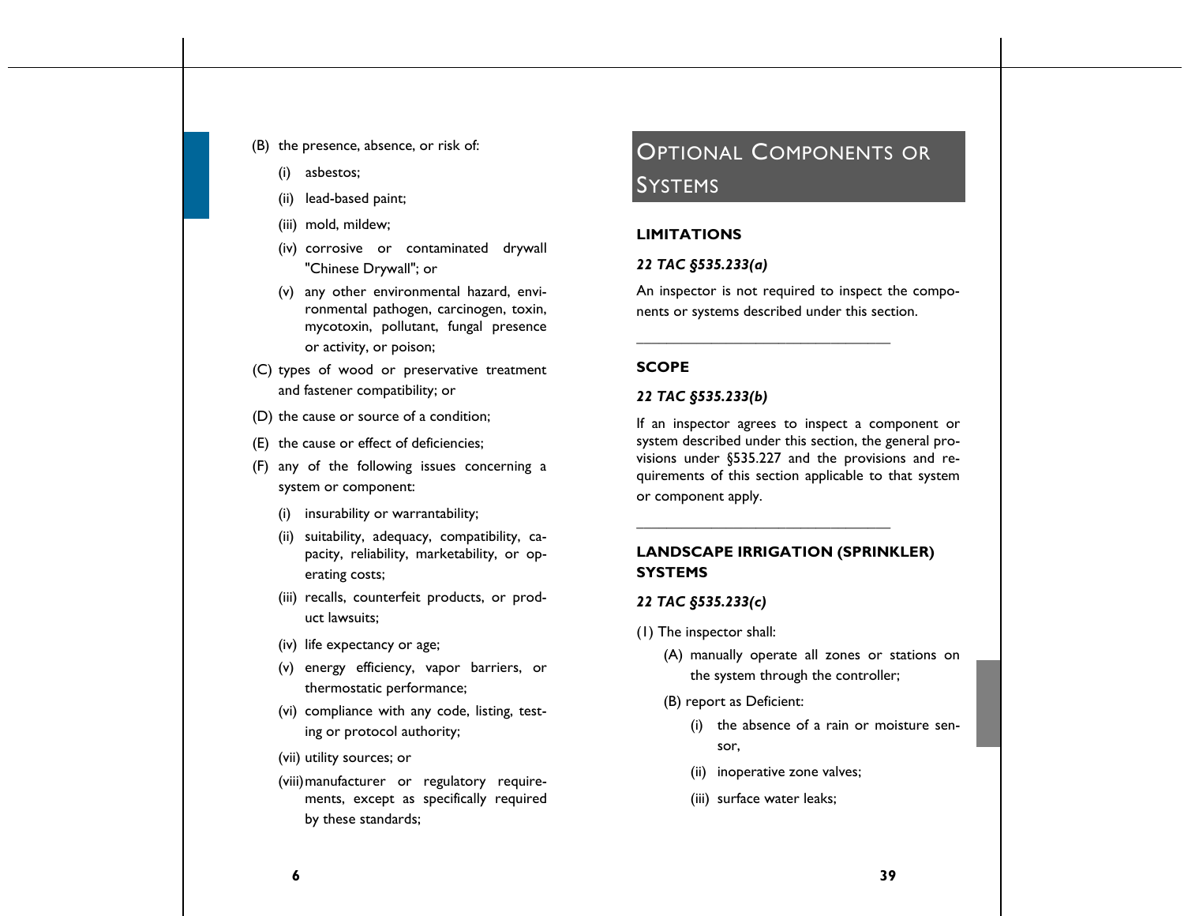(B) the presence, absence, or risk of:

- (i) asbestos;
- (ii) lead-based paint;
- (iii) mold, mildew;
- (iv) corrosive or contaminated drywall "Chinese Drywall"; or
- (v) any other environmental hazard, environmental pathogen, carcinogen, toxin, mycotoxin, pollutant, fungal presence or activity, or poison;

(C) types of wood or preservative treatment and fastener compatibility; or

(D) the cause or source of a condition;

(E) the cause or effect of deficiencies;

(F) any of the following issues concerning a system or component:

- (i) insurability or warrantability;
- (ii) suitability, adequacy, compatibility, capacity, reliability, marketability, or operating costs;
- (iii) recalls, counterfeit products, or product lawsuits;
- (iv) life expectancy or age;
- (v) energy efficiency, vapor barriers, or thermostatic performance;
- (vi) compliance with any code, listing, testing or protocol authority;
- (vii) utility sources; or
- (viii) manufacturer or regulatory requirements, except as specifically required by these standards;

# Optional Components or Systems

## LIMITATIONS

***22 TAC §535.233(a)***

An inspector is not required to inspect the components or systems described under this section.

---

## SCOPE

***22 TAC §535.233(b)***

If an inspector agrees to inspect a component or system described under this section, the general provisions under §535.227 and the provisions and requirements of this section applicable to that system or component apply.

---

## LANDSCAPE IRRIGATION (SPRINKLER) SYSTEMS

***22 TAC §535.233(c)***

(1) The inspector shall:

- (A) manually operate all zones or stations on the system through the controller;
- (B) report as Deficient:
  - (i) the absence of a rain or moisture sensor,
  - (ii) inoperative zone valves;
  - (iii) surface water leaks;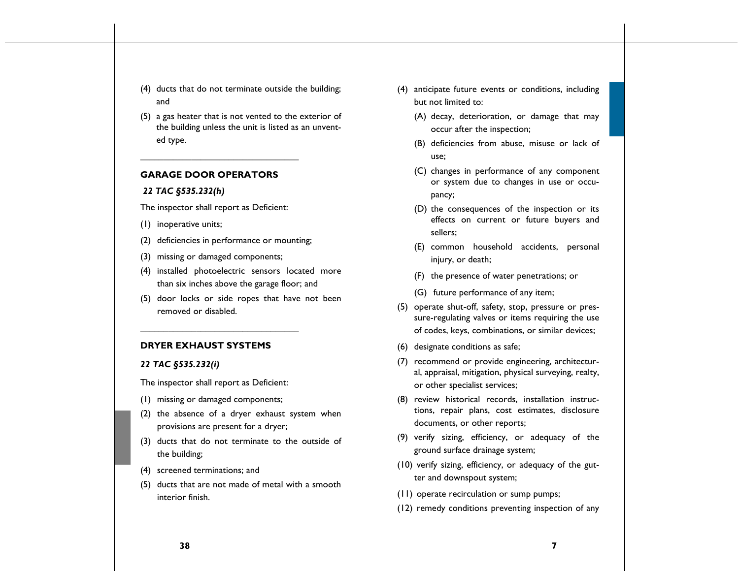(4) ducts that do not terminate outside the building; and

(5) a gas heater that is not vented to the exterior of the building unless the unit is listed as an unvented type.

---

## GARAGE DOOR OPERATORS

***22 TAC §535.232(h)***

The inspector shall report as Deficient:

(1) inoperative units;

(2) deficiencies in performance or mounting;

(3) missing or damaged components;

(4) installed photoelectric sensors located more than six inches above the garage floor; and

(5) door locks or side ropes that have not been removed or disabled.

---

## DRYER EXHAUST SYSTEMS

***22 TAC §535.232(i)***

The inspector shall report as Deficient:

(1) missing or damaged components;

(2) the absence of a dryer exhaust system when provisions are present for a dryer;

(3) ducts that do not terminate to the outside of the building;

(4) screened terminations; and

(5) ducts that are not made of metal with a smooth interior finish.

(4) anticipate future events or conditions, including but not limited to:

   (A) decay, deterioration, or damage that may occur after the inspection;

   (B) deficiencies from abuse, misuse or lack of use;

   (C) changes in performance of any component or system due to changes in use or occupancy;

   (D) the consequences of the inspection or its effects on current or future buyers and sellers;

   (E) common household accidents, personal injury, or death;

   (F) the presence of water penetrations; or

   (G) future performance of any item;

(5) operate shut-off, safety, stop, pressure or pressure-regulating valves or items requiring the use of codes, keys, combinations, or similar devices;

(6) designate conditions as safe;

(7) recommend or provide engineering, architectural, appraisal, mitigation, physical surveying, realty, or other specialist services;

(8) review historical records, installation instructions, repair plans, cost estimates, disclosure documents, or other reports;

(9) verify sizing, efficiency, or adequacy of the ground surface drainage system;

(10) verify sizing, efficiency, or adequacy of the gutter and downspout system;

(11) operate recirculation or sump pumps;

(12) remedy conditions preventing inspection of any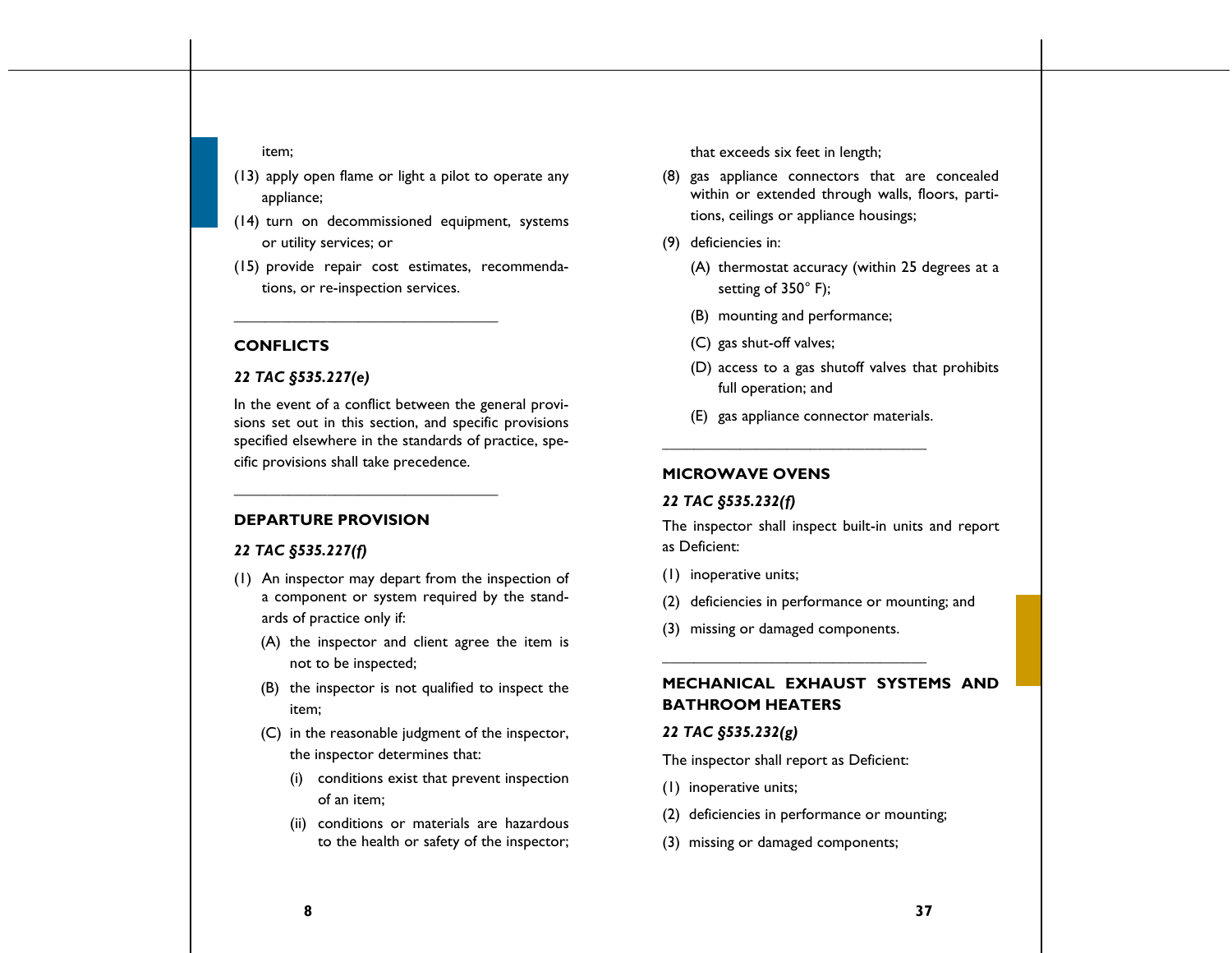item;

(13) apply open flame or light a pilot to operate any appliance;

(14) turn on decommissioned equipment, systems or utility services; or

(15) provide repair cost estimates, recommendations, or re-inspection services.

---

## CONFLICTS

***22 TAC §535.227(e)***

In the event of a conflict between the general provisions set out in this section, and specific provisions specified elsewhere in the standards of practice, specific provisions shall take precedence.

---

## DEPARTURE PROVISION

***22 TAC §535.227(f)***

(1) An inspector may depart from the inspection of a component or system required by the standards of practice only if:

  (A) the inspector and client agree the item is not to be inspected;

  (B) the inspector is not qualified to inspect the item;

  (C) in the reasonable judgment of the inspector, the inspector determines that:

    (i) conditions exist that prevent inspection of an item;

    (ii) conditions or materials are hazardous to the health or safety of the inspector;

that exceeds six feet in length;

(8) gas appliance connectors that are concealed within or extended through walls, floors, partitions, ceilings or appliance housings;

(9) deficiencies in:

  (A) thermostat accuracy (within 25 degrees at a setting of 350° F);

  (B) mounting and performance;

  (C) gas shut-off valves;

  (D) access to a gas shutoff valves that prohibits full operation; and

  (E) gas appliance connector materials.

---

## MICROWAVE OVENS

***22 TAC §535.232(f)***

The inspector shall inspect built-in units and report as Deficient:

(1) inoperative units;

(2) deficiencies in performance or mounting; and

(3) missing or damaged components.

---

## MECHANICAL EXHAUST SYSTEMS AND BATHROOM HEATERS

***22 TAC §535.232(g)***

The inspector shall report as Deficient:

(1) inoperative units;

(2) deficiencies in performance or mounting;

(3) missing or damaged components;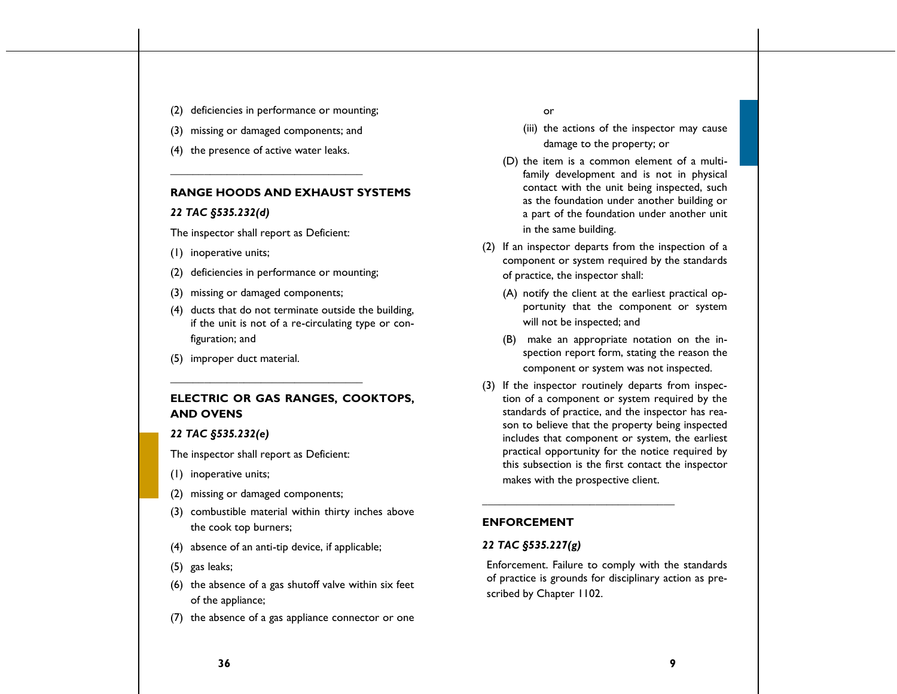(2) deficiencies in performance or mounting;

(3) missing or damaged components; and

(4) the presence of active water leaks.

---

### RANGE HOODS AND EXHAUST SYSTEMS

***22 TAC §535.232(d)***

The inspector shall report as Deficient:

(1) inoperative units;

(2) deficiencies in performance or mounting;

(3) missing or damaged components;

(4) ducts that do not terminate outside the building, if the unit is not of a re-circulating type or configuration; and

(5) improper duct material.

---

### ELECTRIC OR GAS RANGES, COOKTOPS, AND OVENS

***22 TAC §535.232(e)***

The inspector shall report as Deficient:

(1) inoperative units;

(2) missing or damaged components;

(3) combustible material within thirty inches above the cook top burners;

(4) absence of an anti-tip device, if applicable;

(5) gas leaks;

(6) the absence of a gas shutoff valve within six feet of the appliance;

(7) the absence of a gas appliance connector or one

or

(iii) the actions of the inspector may cause damage to the property; or

(D) the item is a common element of a multi-family development and is not in physical contact with the unit being inspected, such as the foundation under another building or a part of the foundation under another unit in the same building.

(2) If an inspector departs from the inspection of a component or system required by the standards of practice, the inspector shall:

(A) notify the client at the earliest practical opportunity that the component or system will not be inspected; and

(B) make an appropriate notation on the inspection report form, stating the reason the component or system was not inspected.

(3) If the inspector routinely departs from inspection of a component or system required by the standards of practice, and the inspector has reason to believe that the property being inspected includes that component or system, the earliest practical opportunity for the notice required by this subsection is the first contact the inspector makes with the prospective client.

---

### ENFORCEMENT

***22 TAC §535.227(g)***

Enforcement. Failure to comply with the standards of practice is grounds for disciplinary action as prescribed by Chapter 1102.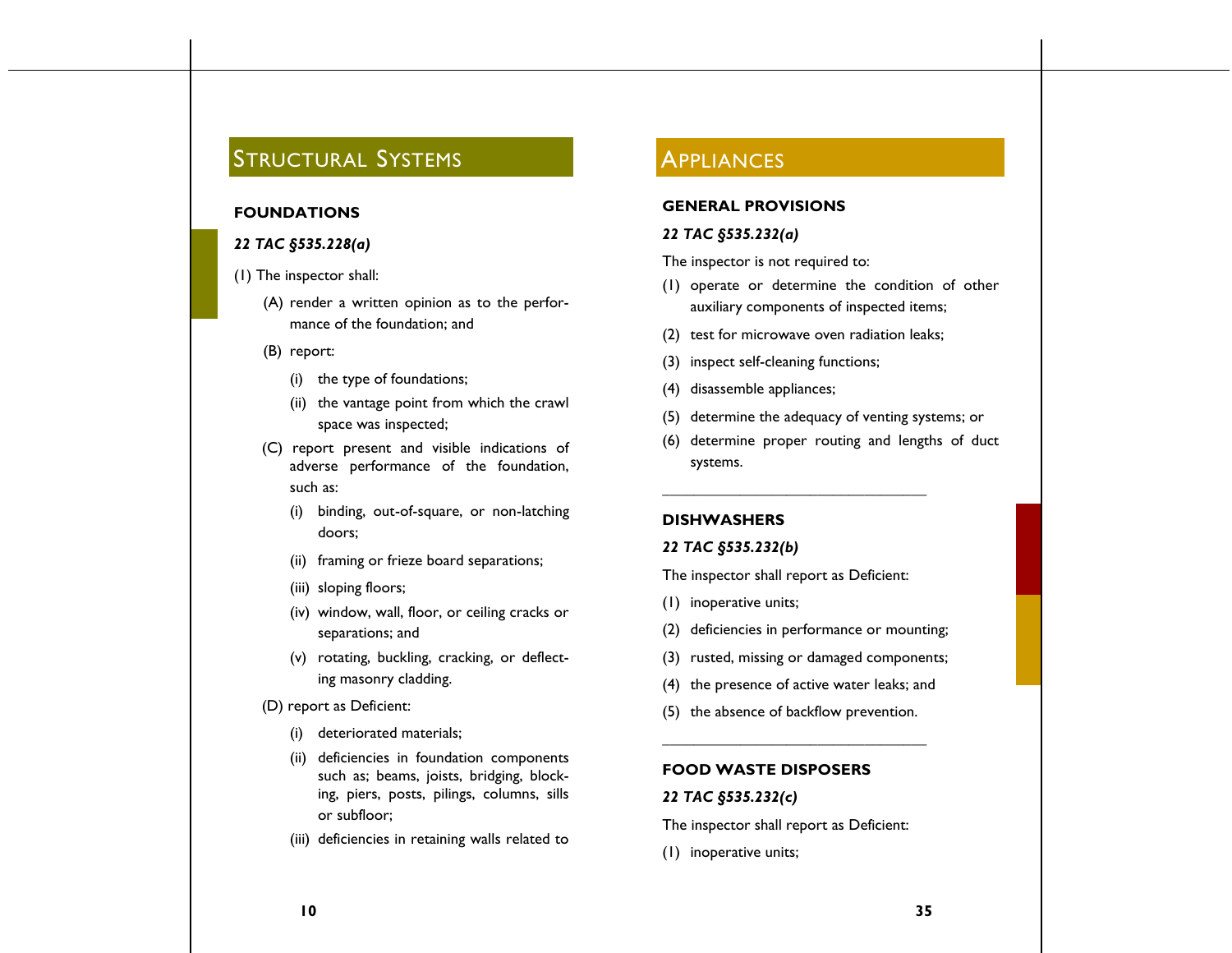## Structural Systems

### FOUNDATIONS

*22 TAC §535.228(a)*

(1) The inspector shall:

- (A) render a written opinion as to the performance of the foundation; and
- (B) report:
  - (i) the type of foundations;
  - (ii) the vantage point from which the crawl space was inspected;
- (C) report present and visible indications of adverse performance of the foundation, such as:
  - (i) binding, out-of-square, or non-latching doors;
  - (ii) framing or frieze board separations;
  - (iii) sloping floors;
  - (iv) window, wall, floor, or ceiling cracks or separations; and
  - (v) rotating, buckling, cracking, or deflecting masonry cladding.
- (D) report as Deficient:
  - (i) deteriorated materials;
  - (ii) deficiencies in foundation components such as; beams, joists, bridging, blocking, piers, posts, pilings, columns, sills or subfloor;
  - (iii) deficiencies in retaining walls related to

## Appliances

### GENERAL PROVISIONS

*22 TAC §535.232(a)*

The inspector is not required to:

- (1) operate or determine the condition of other auxiliary components of inspected items;
- (2) test for microwave oven radiation leaks;
- (3) inspect self-cleaning functions;
- (4) disassemble appliances;
- (5) determine the adequacy of venting systems; or
- (6) determine proper routing and lengths of duct systems.

---

### DISHWASHERS

*22 TAC §535.232(b)*

The inspector shall report as Deficient:

- (1) inoperative units;
- (2) deficiencies in performance or mounting;
- (3) rusted, missing or damaged components;
- (4) the presence of active water leaks; and
- (5) the absence of backflow prevention.

---

### FOOD WASTE DISPOSERS

*22 TAC §535.232(c)*

The inspector shall report as Deficient:

- (1) inoperative units;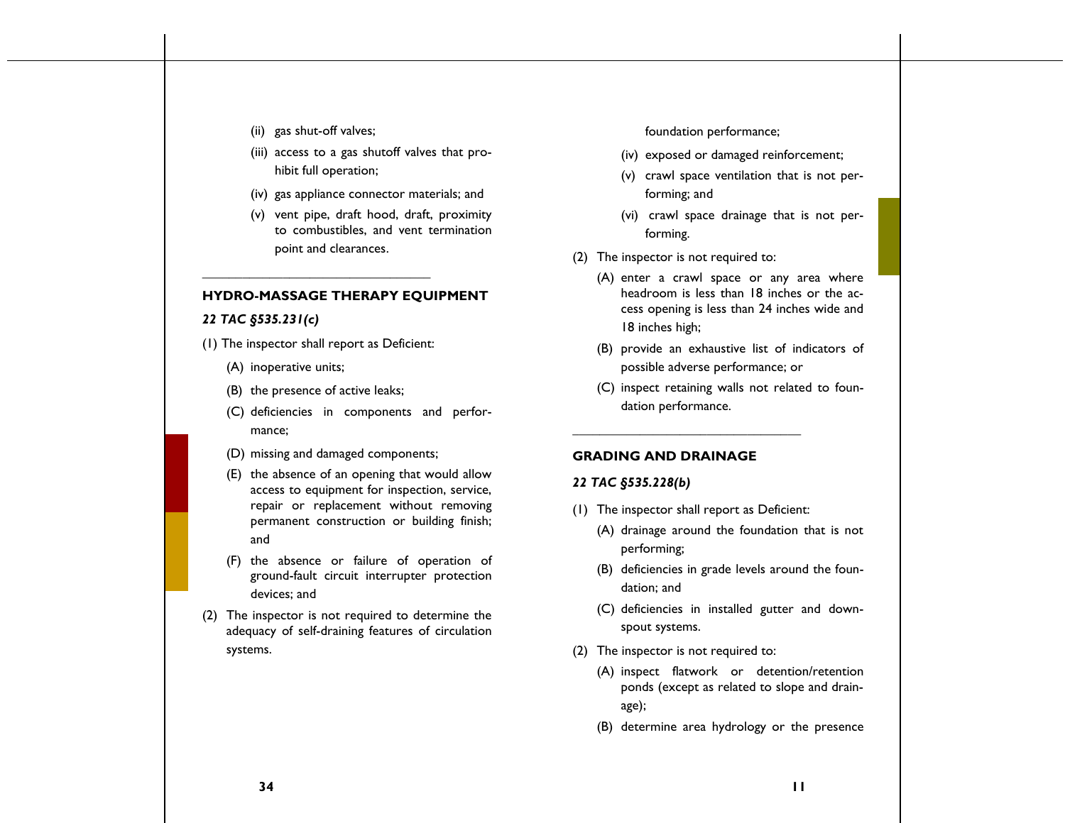(ii) gas shut-off valves;

(iii) access to a gas shutoff valves that prohibit full operation;

(iv) gas appliance connector materials; and

(v) vent pipe, draft hood, draft, proximity to combustibles, and vent termination point and clearances.

---

## HYDRO-MASSAGE THERAPY EQUIPMENT

***22 TAC §535.231(c)***

(1) The inspector shall report as Deficient:

- (A) inoperative units;
- (B) the presence of active leaks;
- (C) deficiencies in components and performance;
- (D) missing and damaged components;
- (E) the absence of an opening that would allow access to equipment for inspection, service, repair or replacement without removing permanent construction or building finish; and
- (F) the absence or failure of operation of ground-fault circuit interrupter protection devices; and

(2) The inspector is not required to determine the adequacy of self-draining features of circulation systems.

foundation performance;

(iv) exposed or damaged reinforcement;

(v) crawl space ventilation that is not performing; and

(vi) crawl space drainage that is not performing.

(2) The inspector is not required to:

- (A) enter a crawl space or any area where headroom is less than 18 inches or the access opening is less than 24 inches wide and 18 inches high;
- (B) provide an exhaustive list of indicators of possible adverse performance; or
- (C) inspect retaining walls not related to foundation performance.

---

## GRADING AND DRAINAGE

***22 TAC §535.228(b)***

(1) The inspector shall report as Deficient:

- (A) drainage around the foundation that is not performing;
- (B) deficiencies in grade levels around the foundation; and
- (C) deficiencies in installed gutter and downspout systems.

(2) The inspector is not required to:

- (A) inspect flatwork or detention/retention ponds (except as related to slope and drainage);
- (B) determine area hydrology or the presence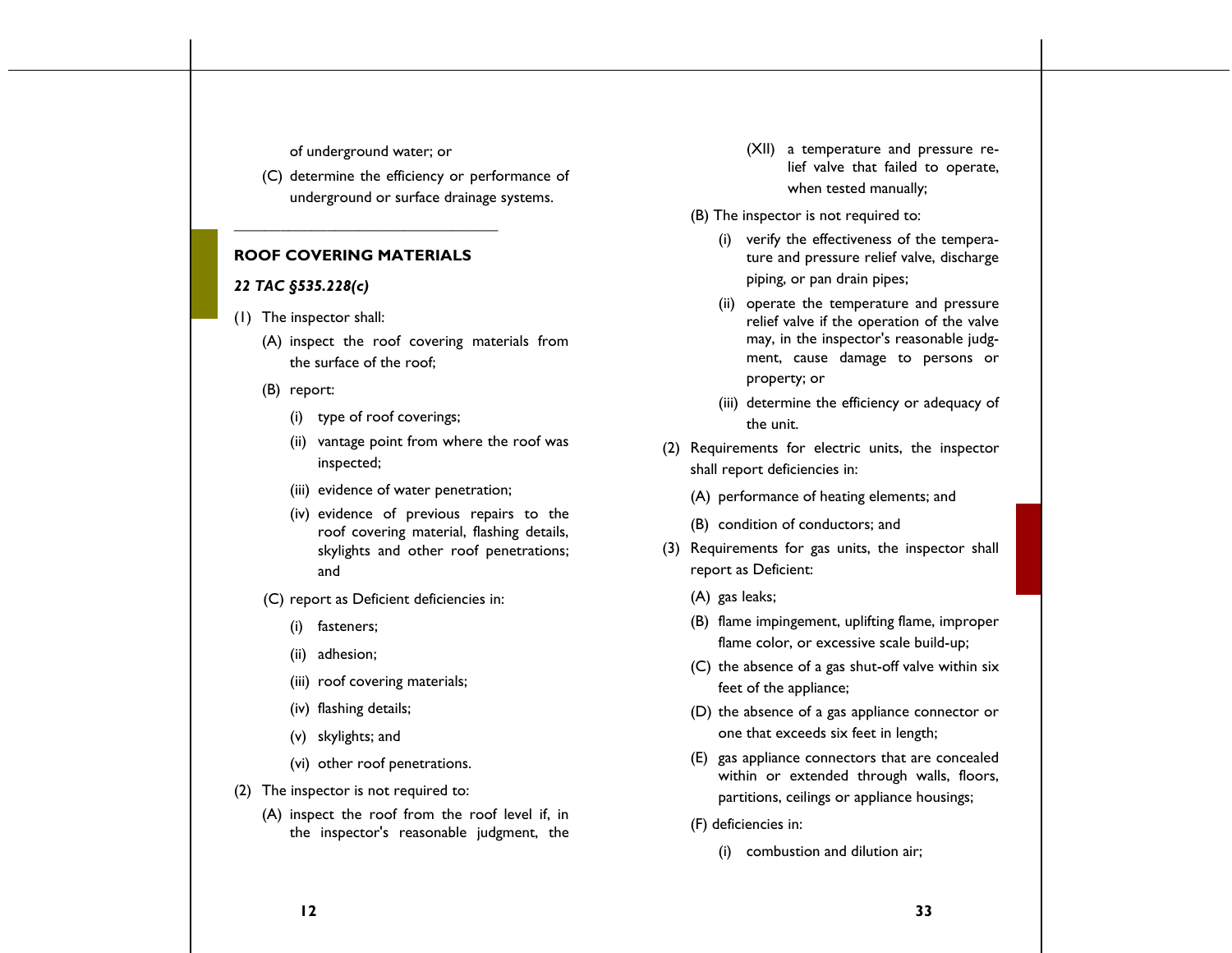of underground water; or

(C) determine the efficiency or performance of underground or surface drainage systems.

---

## ROOF COVERING MATERIALS

***22 TAC §535.228(c)***

(1) The inspector shall:

(A) inspect the roof covering materials from the surface of the roof;

(B) report:

(i) type of roof coverings;

(ii) vantage point from where the roof was inspected;

(iii) evidence of water penetration;

(iv) evidence of previous repairs to the roof covering material, flashing details, skylights and other roof penetrations; and

(C) report as Deficient deficiencies in:

(i) fasteners;

(ii) adhesion;

(iii) roof covering materials;

(iv) flashing details;

(v) skylights; and

(vi) other roof penetrations.

(2) The inspector is not required to:

(A) inspect the roof from the roof level if, in the inspector's reasonable judgment, the

(XII) a temperature and pressure relief valve that failed to operate, when tested manually;

(B) The inspector is not required to:

(i) verify the effectiveness of the temperature and pressure relief valve, discharge piping, or pan drain pipes;

(ii) operate the temperature and pressure relief valve if the operation of the valve may, in the inspector's reasonable judgment, cause damage to persons or property; or

(iii) determine the efficiency or adequacy of the unit.

(2) Requirements for electric units, the inspector shall report deficiencies in:

(A) performance of heating elements; and

(B) condition of conductors; and

(3) Requirements for gas units, the inspector shall report as Deficient:

(A) gas leaks;

(B) flame impingement, uplifting flame, improper flame color, or excessive scale build-up;

(C) the absence of a gas shut-off valve within six feet of the appliance;

(D) the absence of a gas appliance connector or one that exceeds six feet in length;

(E) gas appliance connectors that are concealed within or extended through walls, floors, partitions, ceilings or appliance housings;

(F) deficiencies in:

(i) combustion and dilution air;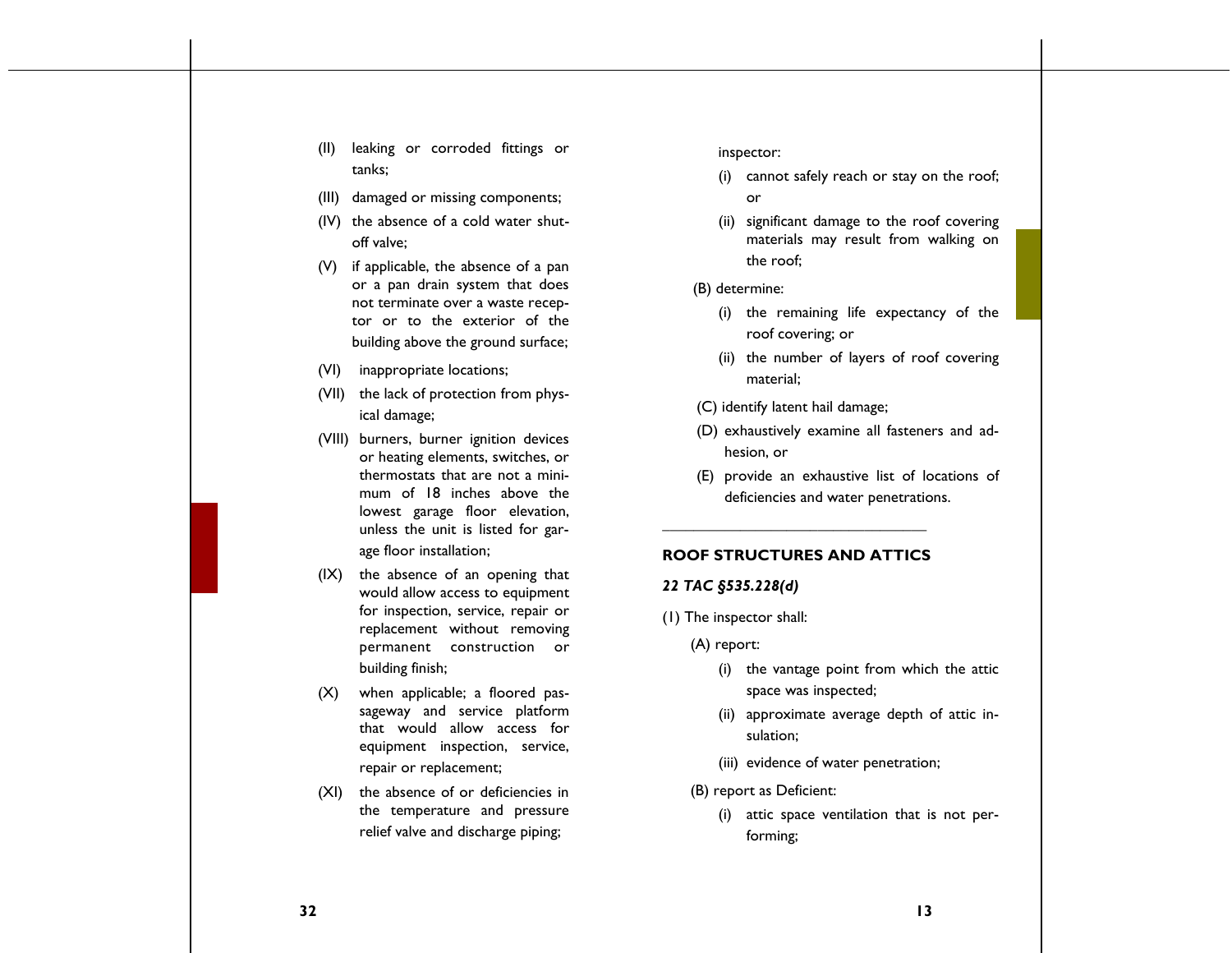(II) leaking or corroded fittings or tanks;

(III) damaged or missing components;

(IV) the absence of a cold water shut-off valve;

(V) if applicable, the absence of a pan or a pan drain system that does not terminate over a waste receptor or to the exterior of the building above the ground surface;

(VI) inappropriate locations;

(VII) the lack of protection from physical damage;

(VIII) burners, burner ignition devices or heating elements, switches, or thermostats that are not a minimum of 18 inches above the lowest garage floor elevation, unless the unit is listed for garage floor installation;

(IX) the absence of an opening that would allow access to equipment for inspection, service, repair or replacement without removing permanent construction or building finish;

(X) when applicable; a floored passageway and service platform that would allow access for equipment inspection, service, repair or replacement;

(XI) the absence of or deficiencies in the temperature and pressure relief valve and discharge piping;

inspector:

(i) cannot safely reach or stay on the roof; or

(ii) significant damage to the roof covering materials may result from walking on the roof;

(B) determine:

(i) the remaining life expectancy of the roof covering; or

(ii) the number of layers of roof covering material;

(C) identify latent hail damage;

(D) exhaustively examine all fasteners and adhesion, or

(E) provide an exhaustive list of locations of deficiencies and water penetrations.

---

## ROOF STRUCTURES AND ATTICS

***22 TAC §535.228(d)***

(1) The inspector shall:

(A) report:

(i) the vantage point from which the attic space was inspected;

(ii) approximate average depth of attic insulation;

(iii) evidence of water penetration;

(B) report as Deficient:

(i) attic space ventilation that is not performing;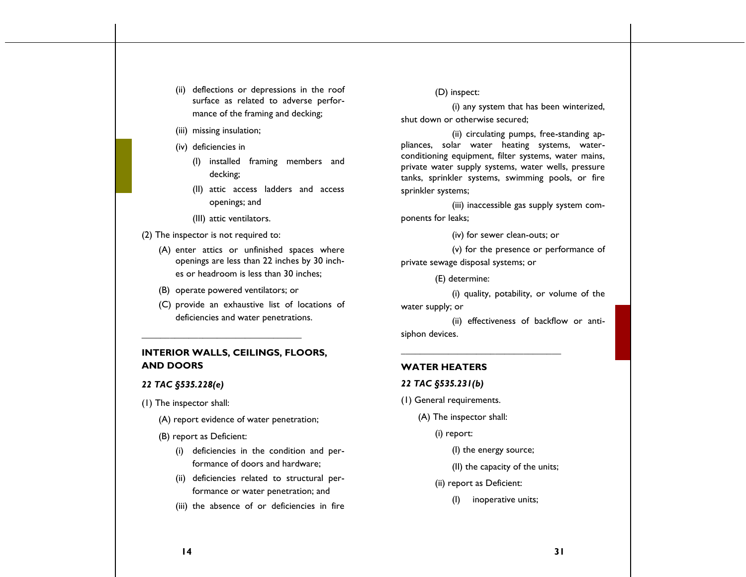(ii) deflections or depressions in the roof surface as related to adverse performance of the framing and decking;

(iii) missing insulation;

(iv) deficiencies in

(I) installed framing members and decking;

(II) attic access ladders and access openings; and

(III) attic ventilators.

(2) The inspector is not required to:

(A) enter attics or unfinished spaces where openings are less than 22 inches by 30 inches or headroom is less than 30 inches;

(B) operate powered ventilators; or

(C) provide an exhaustive list of locations of deficiencies and water penetrations.

---

## INTERIOR WALLS, CEILINGS, FLOORS, AND DOORS

***22 TAC §535.228(e)***

(1) The inspector shall:

(A) report evidence of water penetration;

(B) report as Deficient:

(i) deficiencies in the condition and performance of doors and hardware;

(ii) deficiencies related to structural performance or water penetration; and

(iii) the absence of or deficiencies in fire

(D) inspect:

(i) any system that has been winterized, shut down or otherwise secured;

(ii) circulating pumps, free-standing appliances, solar water heating systems, water-conditioning equipment, filter systems, water mains, private water supply systems, water wells, pressure tanks, sprinkler systems, swimming pools, or fire sprinkler systems;

(iii) inaccessible gas supply system components for leaks;

(iv) for sewer clean-outs; or

(v) for the presence or performance of private sewage disposal systems; or

(E) determine:

(i) quality, potability, or volume of the water supply; or

(ii) effectiveness of backflow or anti-siphon devices.

---

## WATER HEATERS

***22 TAC §535.231(b)***

(1) General requirements.

(A) The inspector shall:

(i) report:

(I) the energy source;

(II) the capacity of the units;

(ii) report as Deficient:

(I) inoperative units;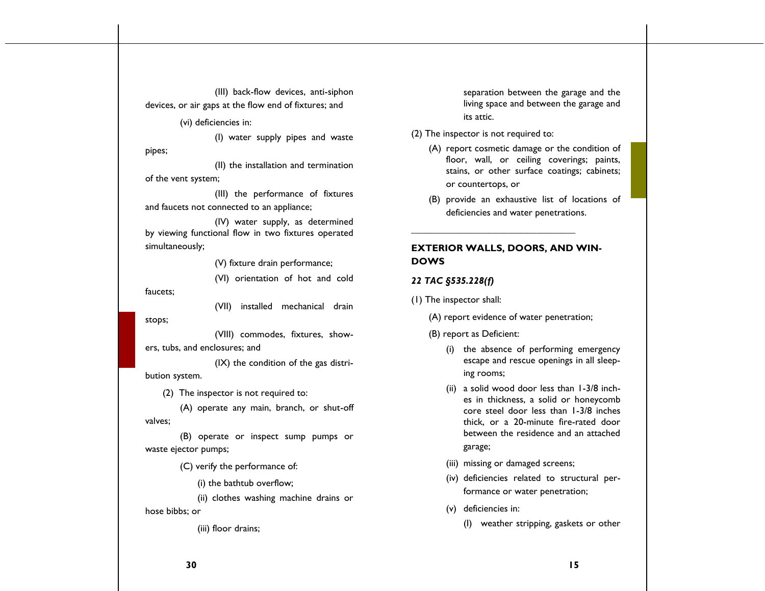(III) back-flow devices, anti-siphon devices, or air gaps at the flow end of fixtures; and

(vi) deficiencies in:

(I) water supply pipes and waste pipes;

(II) the installation and termination of the vent system;

(III) the performance of fixtures and faucets not connected to an appliance;

(IV) water supply, as determined by viewing functional flow in two fixtures operated simultaneously;

(V) fixture drain performance;

(VI) orientation of hot and cold faucets;

(VII) installed mechanical drain stops;

(VIII) commodes, fixtures, showers, tubs, and enclosures; and

(IX) the condition of the gas distribution system.

(2) The inspector is not required to:

(A) operate any main, branch, or shut-off valves;

(B) operate or inspect sump pumps or waste ejector pumps;

(C) verify the performance of:

(i) the bathtub overflow;

(ii) clothes washing machine drains or hose bibbs; or

(iii) floor drains;

separation between the garage and the living space and between the garage and its attic.

(2) The inspector is not required to:

(A) report cosmetic damage or the condition of floor, wall, or ceiling coverings; paints, stains, or other surface coatings; cabinets; or countertops, or

(B) provide an exhaustive list of locations of deficiencies and water penetrations.

---

## EXTERIOR WALLS, DOORS, AND WINDOWS

***22 TAC §535.228(f)***

(1) The inspector shall:

(A) report evidence of water penetration;

(B) report as Deficient:

(i) the absence of performing emergency escape and rescue openings in all sleeping rooms;

(ii) a solid wood door less than 1-3/8 inches in thickness, a solid or honeycomb core steel door less than 1-3/8 inches thick, or a 20-minute fire-rated door between the residence and an attached garage;

(iii) missing or damaged screens;

(iv) deficiencies related to structural performance or water penetration;

(v) deficiencies in:

(I) weather stripping, gaskets or other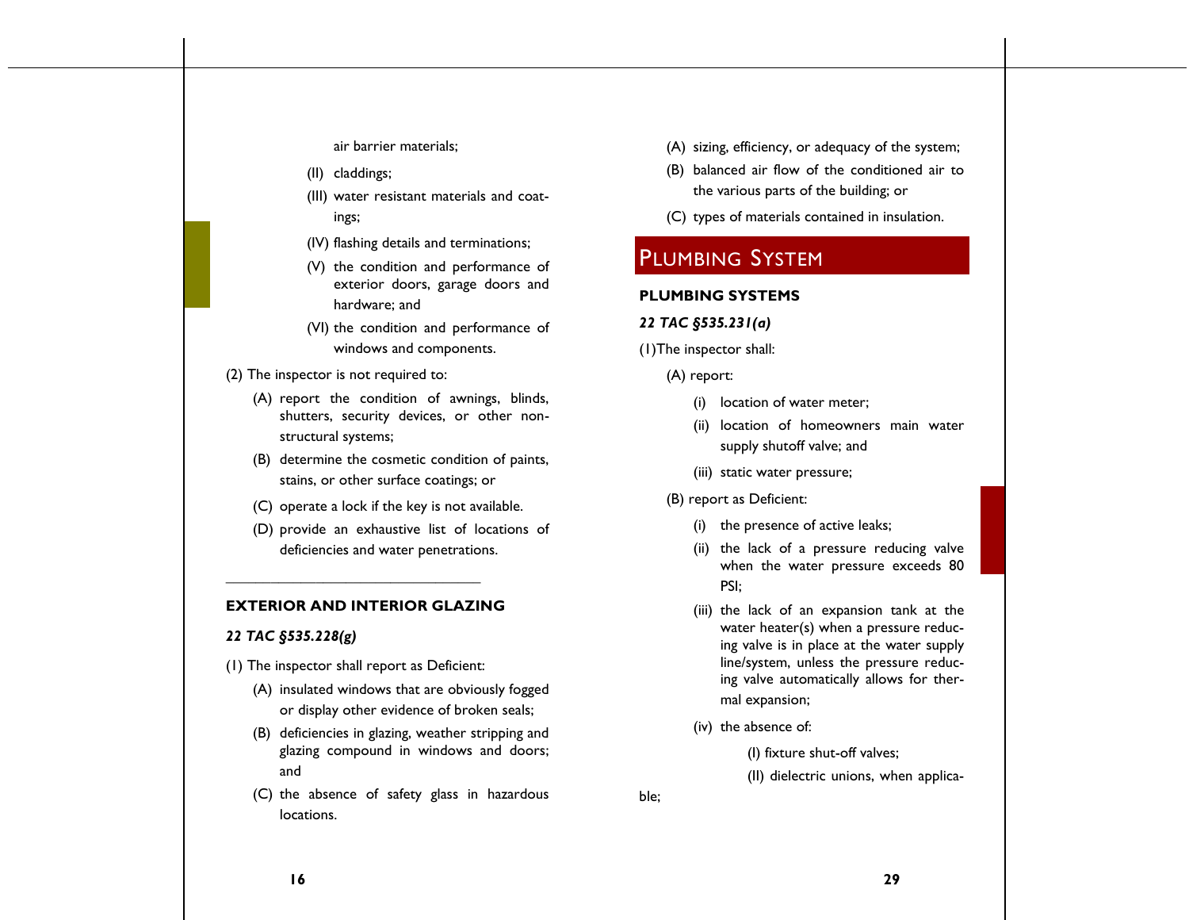air barrier materials;

(II) claddings;

(III) water resistant materials and coatings;

(IV) flashing details and terminations;

(V) the condition and performance of exterior doors, garage doors and hardware; and

(VI) the condition and performance of windows and components.

(2) The inspector is not required to:

(A) report the condition of awnings, blinds, shutters, security devices, or other non-structural systems;

(B) determine the cosmetic condition of paints, stains, or other surface coatings; or

(C) operate a lock if the key is not available.

(D) provide an exhaustive list of locations of deficiencies and water penetrations.

---

**EXTERIOR AND INTERIOR GLAZING**

***22 TAC §535.228(g)***

(1) The inspector shall report as Deficient:

(A) insulated windows that are obviously fogged or display other evidence of broken seals;

(B) deficiencies in glazing, weather stripping and glazing compound in windows and doors; and

(C) the absence of safety glass in hazardous locations.

(A) sizing, efficiency, or adequacy of the system;

(B) balanced air flow of the conditioned air to the various parts of the building; or

(C) types of materials contained in insulation.

# Plumbing System

**PLUMBING SYSTEMS**

***22 TAC §535.231(a)***

(1)The inspector shall:

(A) report:

(i) location of water meter;

(ii) location of homeowners main water supply shutoff valve; and

(iii) static water pressure;

(B) report as Deficient:

(i) the presence of active leaks;

(ii) the lack of a pressure reducing valve when the water pressure exceeds 80 PSI;

(iii) the lack of an expansion tank at the water heater(s) when a pressure reducing valve is in place at the water supply line/system, unless the pressure reducing valve automatically allows for thermal expansion;

(iv) the absence of:

(I) fixture shut-off valves;

(II) dielectric unions, when applicable;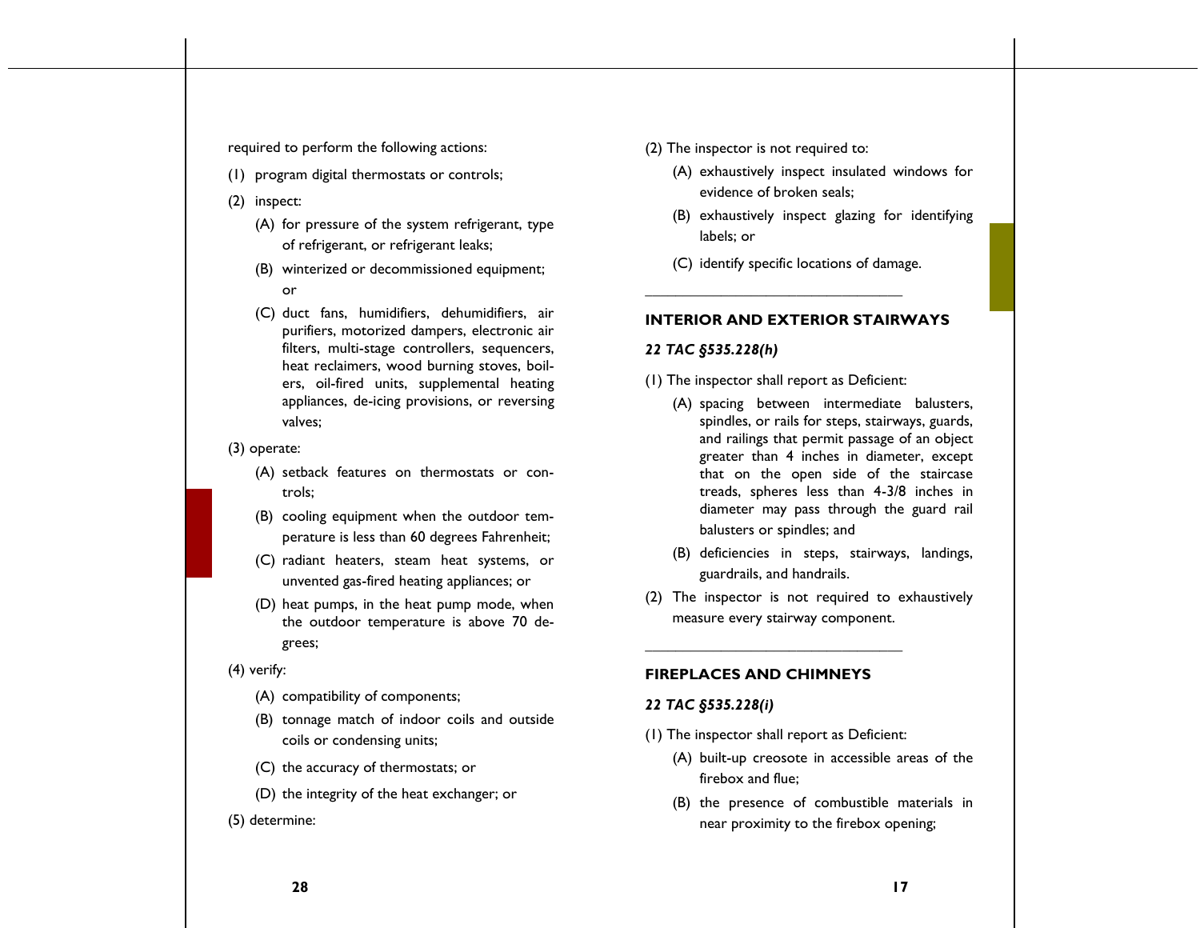required to perform the following actions:

(1) program digital thermostats or controls;

(2) inspect:

- (A) for pressure of the system refrigerant, type of refrigerant, or refrigerant leaks;
- (B) winterized or decommissioned equipment; or
- (C) duct fans, humidifiers, dehumidifiers, air purifiers, motorized dampers, electronic air filters, multi-stage controllers, sequencers, heat reclaimers, wood burning stoves, boilers, oil-fired units, supplemental heating appliances, de-icing provisions, or reversing valves;

(3) operate:

- (A) setback features on thermostats or controls;
- (B) cooling equipment when the outdoor temperature is less than 60 degrees Fahrenheit;
- (C) radiant heaters, steam heat systems, or unvented gas-fired heating appliances; or
- (D) heat pumps, in the heat pump mode, when the outdoor temperature is above 70 degrees;

(4) verify:

- (A) compatibility of components;
- (B) tonnage match of indoor coils and outside coils or condensing units;
- (C) the accuracy of thermostats; or
- (D) the integrity of the heat exchanger; or

(5) determine:

(2) The inspector is not required to:

- (A) exhaustively inspect insulated windows for evidence of broken seals;
- (B) exhaustively inspect glazing for identifying labels; or
- (C) identify specific locations of damage.

---

## INTERIOR AND EXTERIOR STAIRWAYS

***22 TAC §535.228(h)***

(1) The inspector shall report as Deficient:

- (A) spacing between intermediate balusters, spindles, or rails for steps, stairways, guards, and railings that permit passage of an object greater than 4 inches in diameter, except that on the open side of the staircase treads, spheres less than 4-3/8 inches in diameter may pass through the guard rail balusters or spindles; and
- (B) deficiencies in steps, stairways, landings, guardrails, and handrails.

(2) The inspector is not required to exhaustively measure every stairway component.

---

## FIREPLACES AND CHIMNEYS

***22 TAC §535.228(i)***

(1) The inspector shall report as Deficient:

- (A) built-up creosote in accessible areas of the firebox and flue;
- (B) the presence of combustible materials in near proximity to the firebox opening;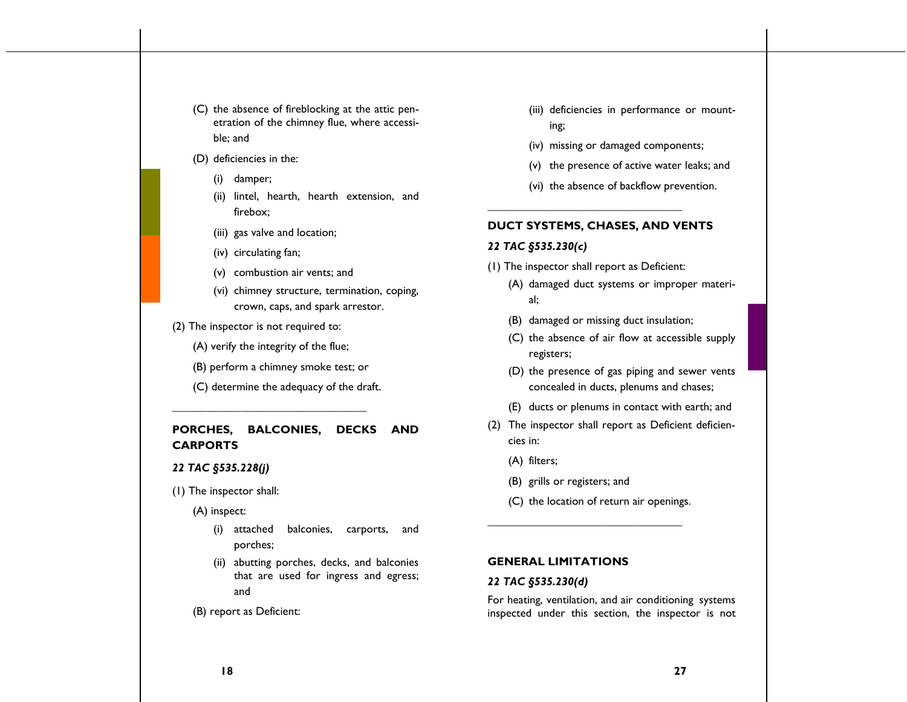(C) the absence of fireblocking at the attic penetration of the chimney flue, where accessible; and

(D) deficiencies in the:

(i) damper;

(ii) lintel, hearth, hearth extension, and firebox;

(iii) gas valve and location;

(iv) circulating fan;

(v) combustion air vents; and

(vi) chimney structure, termination, coping, crown, caps, and spark arrestor.

(2) The inspector is not required to:

(A) verify the integrity of the flue;

(B) perform a chimney smoke test; or

(C) determine the adequacy of the draft.

---

## PORCHES, BALCONIES, DECKS AND CARPORTS

***22 TAC §535.228(j)***

(1) The inspector shall:

(A) inspect:

(i) attached balconies, carports, and porches;

(ii) abutting porches, decks, and balconies that are used for ingress and egress; and

(B) report as Deficient:

(iii) deficiencies in performance or mounting;

(iv) missing or damaged components;

(v) the presence of active water leaks; and

(vi) the absence of backflow prevention.

---

## DUCT SYSTEMS, CHASES, AND VENTS

***22 TAC §535.230(c)***

(1) The inspector shall report as Deficient:

(A) damaged duct systems or improper material;

(B) damaged or missing duct insulation;

(C) the absence of air flow at accessible supply registers;

(D) the presence of gas piping and sewer vents concealed in ducts, plenums and chases;

(E) ducts or plenums in contact with earth; and

(2) The inspector shall report as Deficient deficiencies in:

(A) filters;

(B) grills or registers; and

(C) the location of return air openings.

---

## GENERAL LIMITATIONS

***22 TAC §535.230(d)***

For heating, ventilation, and air conditioning systems inspected under this section, the inspector is not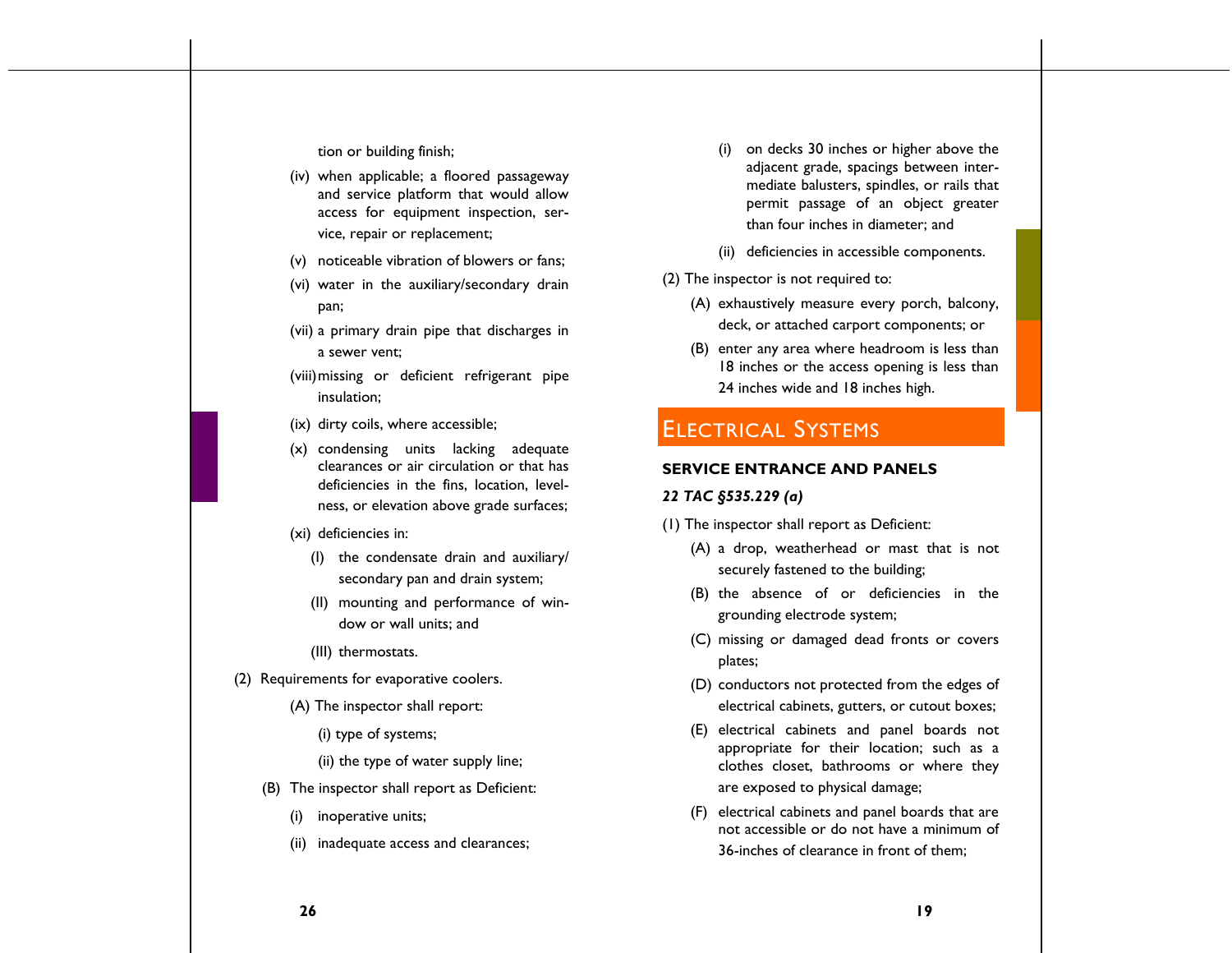tion or building finish;

(iv) when applicable; a floored passageway and service platform that would allow access for equipment inspection, service, repair or replacement;

(v) noticeable vibration of blowers or fans;

(vi) water in the auxiliary/secondary drain pan;

(vii) a primary drain pipe that discharges in a sewer vent;

(viii) missing or deficient refrigerant pipe insulation;

(ix) dirty coils, where accessible;

(x) condensing units lacking adequate clearances or air circulation or that has deficiencies in the fins, location, levelness, or elevation above grade surfaces;

(xi) deficiencies in:

(I) the condensate drain and auxiliary/secondary pan and drain system;

(II) mounting and performance of window or wall units; and

(III) thermostats.

(2) Requirements for evaporative coolers.

(A) The inspector shall report:

(i) type of systems;

(ii) the type of water supply line;

(B) The inspector shall report as Deficient:

(i) inoperative units;

(ii) inadequate access and clearances;

(i) on decks 30 inches or higher above the adjacent grade, spacings between intermediate balusters, spindles, or rails that permit passage of an object greater than four inches in diameter; and

(ii) deficiencies in accessible components.

(2) The inspector is not required to:

(A) exhaustively measure every porch, balcony, deck, or attached carport components; or

(B) enter any area where headroom is less than 18 inches or the access opening is less than 24 inches wide and 18 inches high.

## Electrical Systems

### SERVICE ENTRANCE AND PANELS

***22 TAC §535.229 (a)***

(1) The inspector shall report as Deficient:

(A) a drop, weatherhead or mast that is not securely fastened to the building;

(B) the absence of or deficiencies in the grounding electrode system;

(C) missing or damaged dead fronts or covers plates;

(D) conductors not protected from the edges of electrical cabinets, gutters, or cutout boxes;

(E) electrical cabinets and panel boards not appropriate for their location; such as a clothes closet, bathrooms or where they are exposed to physical damage;

(F) electrical cabinets and panel boards that are not accessible or do not have a minimum of 36-inches of clearance in front of them;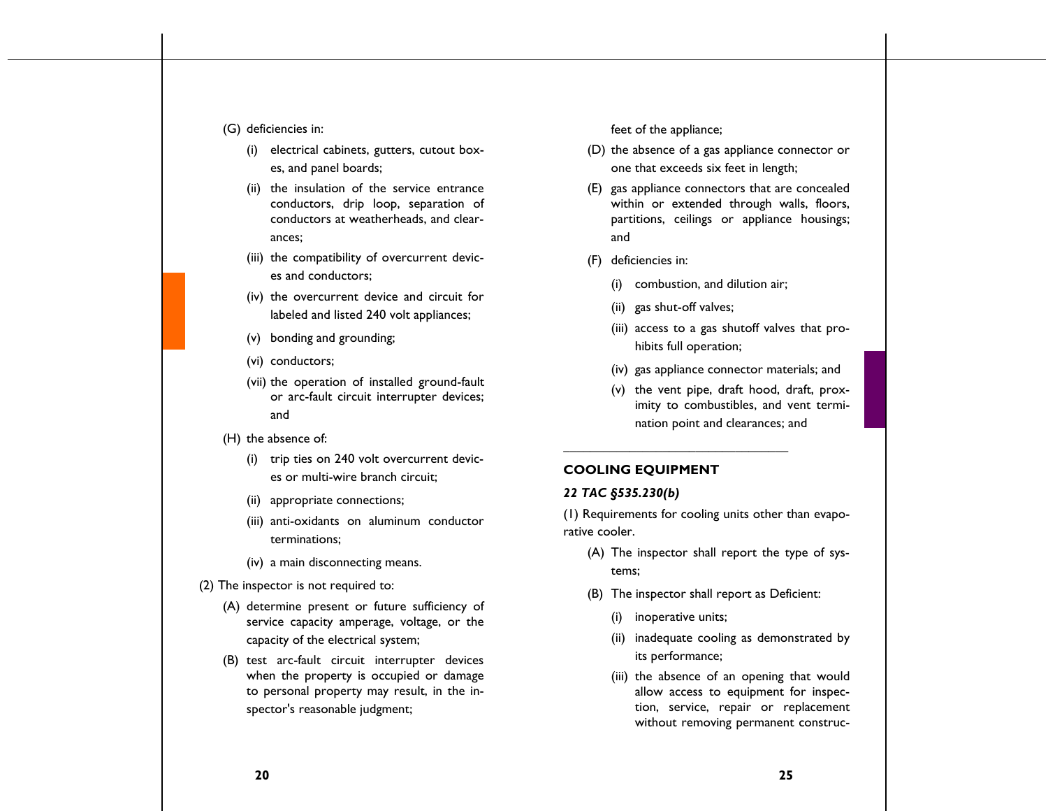(G) deficiencies in:

  (i) electrical cabinets, gutters, cutout boxes, and panel boards;

  (ii) the insulation of the service entrance conductors, drip loop, separation of conductors at weatherheads, and clearances;

  (iii) the compatibility of overcurrent devices and conductors;

  (iv) the overcurrent device and circuit for labeled and listed 240 volt appliances;

  (v) bonding and grounding;

  (vi) conductors;

  (vii) the operation of installed ground-fault or arc-fault circuit interrupter devices; and

(H) the absence of:

  (i) trip ties on 240 volt overcurrent devices or multi-wire branch circuit;

  (ii) appropriate connections;

  (iii) anti-oxidants on aluminum conductor terminations;

  (iv) a main disconnecting means.

(2) The inspector is not required to:

(A) determine present or future sufficiency of service capacity amperage, voltage, or the capacity of the electrical system;

(B) test arc-fault circuit interrupter devices when the property is occupied or damage to personal property may result, in the inspector's reasonable judgment;

feet of the appliance;

(D) the absence of a gas appliance connector or one that exceeds six feet in length;

(E) gas appliance connectors that are concealed within or extended through walls, floors, partitions, ceilings or appliance housings; and

(F) deficiencies in:

  (i) combustion, and dilution air;

  (ii) gas shut-off valves;

  (iii) access to a gas shutoff valves that prohibits full operation;

  (iv) gas appliance connector materials; and

  (v) the vent pipe, draft hood, draft, proximity to combustibles, and vent termination point and clearances; and

---

## COOLING EQUIPMENT

***22 TAC §535.230(b)***

(1) Requirements for cooling units other than evaporative cooler.

(A) The inspector shall report the type of systems;

(B) The inspector shall report as Deficient:

  (i) inoperative units;

  (ii) inadequate cooling as demonstrated by its performance;

  (iii) the absence of an opening that would allow access to equipment for inspection, service, repair or replacement without removing permanent construc-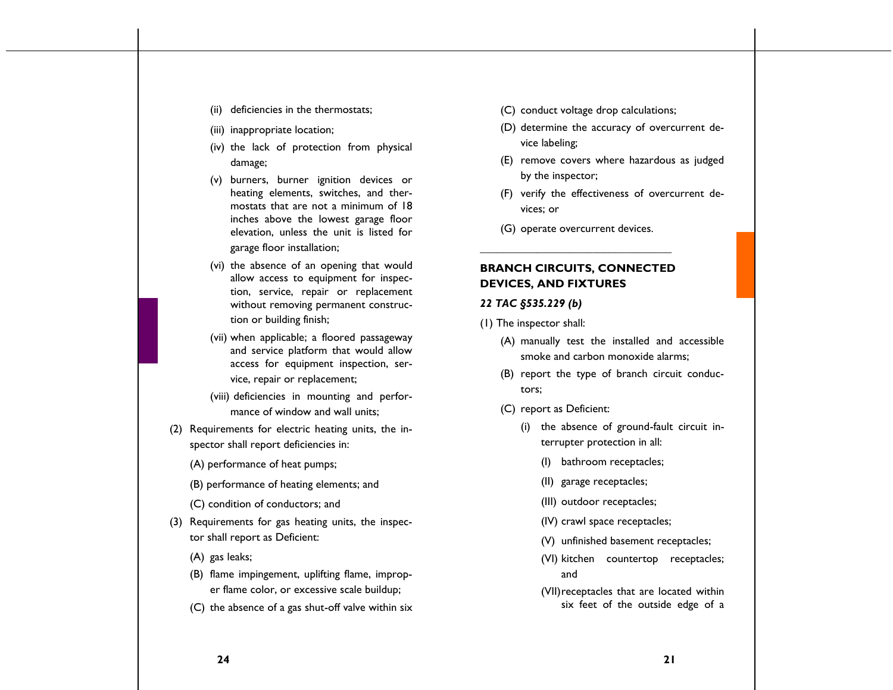(ii) deficiencies in the thermostats;

(iii) inappropriate location;

(iv) the lack of protection from physical damage;

(v) burners, burner ignition devices or heating elements, switches, and thermostats that are not a minimum of 18 inches above the lowest garage floor elevation, unless the unit is listed for garage floor installation;

(vi) the absence of an opening that would allow access to equipment for inspection, service, repair or replacement without removing permanent construction or building finish;

(vii) when applicable; a floored passageway and service platform that would allow access for equipment inspection, service, repair or replacement;

(viii) deficiencies in mounting and performance of window and wall units;

(2) Requirements for electric heating units, the inspector shall report deficiencies in:

(A) performance of heat pumps;

(B) performance of heating elements; and

(C) condition of conductors; and

(3) Requirements for gas heating units, the inspector shall report as Deficient:

(A) gas leaks;

(B) flame impingement, uplifting flame, improper flame color, or excessive scale buildup;

(C) the absence of a gas shut-off valve within six

(C) conduct voltage drop calculations;

(D) determine the accuracy of overcurrent device labeling;

(E) remove covers where hazardous as judged by the inspector;

(F) verify the effectiveness of overcurrent devices; or

(G) operate overcurrent devices.

---

## BRANCH CIRCUITS, CONNECTED DEVICES, AND FIXTURES

***22 TAC §535.229 (b)***

(1) The inspector shall:

(A) manually test the installed and accessible smoke and carbon monoxide alarms;

(B) report the type of branch circuit conductors;

(C) report as Deficient:

(i) the absence of ground-fault circuit interrupter protection in all:

(I) bathroom receptacles;

(II) garage receptacles;

(III) outdoor receptacles;

(IV) crawl space receptacles;

(V) unfinished basement receptacles;

(VI) kitchen countertop receptacles; and

(VII) receptacles that are located within six feet of the outside edge of a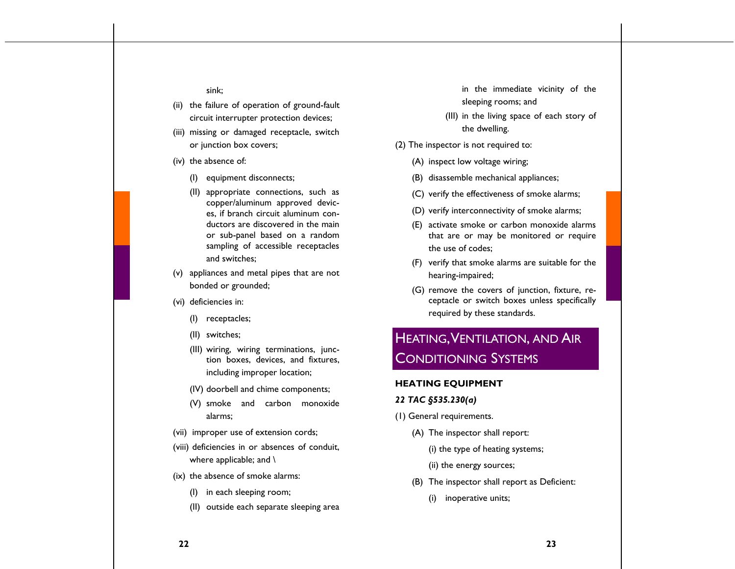sink;

(ii) the failure of operation of ground-fault circuit interrupter protection devices;

(iii) missing or damaged receptacle, switch or junction box covers;

(iv) the absence of:

(I) equipment disconnects;

(II) appropriate connections, such as copper/aluminum approved devices, if branch circuit aluminum conductors are discovered in the main or sub-panel based on a random sampling of accessible receptacles and switches;

(v) appliances and metal pipes that are not bonded or grounded;

(vi) deficiencies in:

(I) receptacles;

(II) switches;

(III) wiring, wiring terminations, junction boxes, devices, and fixtures, including improper location;

(IV) doorbell and chime components;

(V) smoke and carbon monoxide alarms;

(vii) improper use of extension cords;

(viii) deficiencies in or absences of conduit, where applicable; and \

(ix) the absence of smoke alarms:

(I) in each sleeping room;

(II) outside each separate sleeping area in the immediate vicinity of the sleeping rooms; and

(III) in the living space of each story of the dwelling.

(2) The inspector is not required to:

(A) inspect low voltage wiring;

(B) disassemble mechanical appliances;

(C) verify the effectiveness of smoke alarms;

(D) verify interconnectivity of smoke alarms;

(E) activate smoke or carbon monoxide alarms that are or may be monitored or require the use of codes;

(F) verify that smoke alarms are suitable for the hearing-impaired;

(G) remove the covers of junction, fixture, receptacle or switch boxes unless specifically required by these standards.

## Heating, Ventilation, and Air Conditioning Systems

### HEATING EQUIPMENT

***22 TAC §535.230(a)***

(1) General requirements.

(A) The inspector shall report:

(i) the type of heating systems;

(ii) the energy sources;

(B) The inspector shall report as Deficient:

(i) inoperative units;